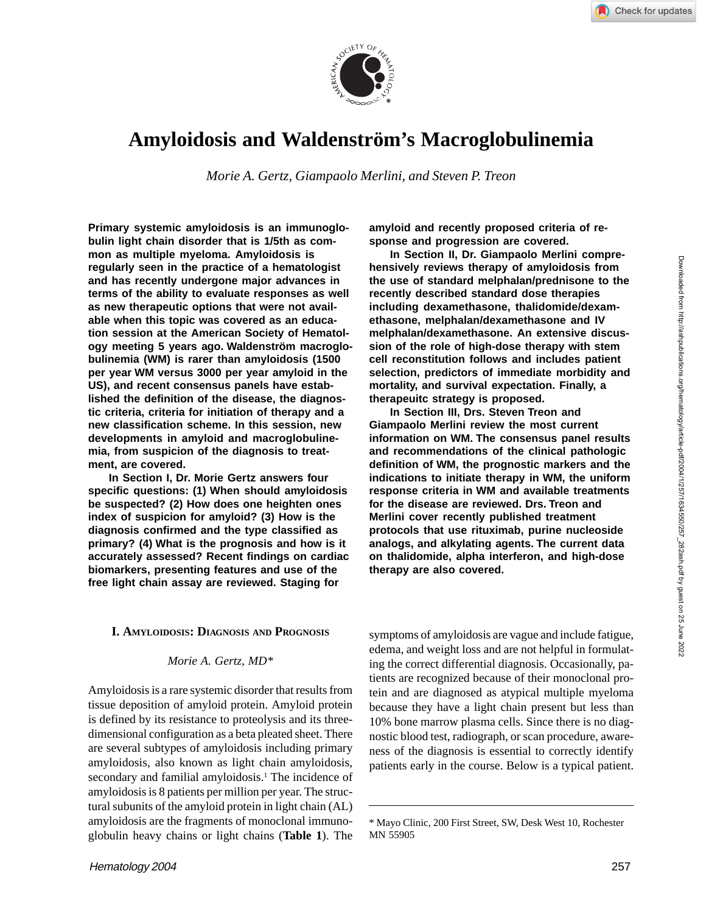# Amyloidosis and Waldenström's Macroglobulinemia

*Morie A. Gertz, Giampaolo Merlini, and Steven P. Treon*

**Primary systemic amyloidosis is an immunoglobulin light chain disorder that is 1/5th as common as multiple myeloma. Amyloidosis is regularly seen in the practice of a hematologist and has recently undergone major advances in terms of the ability to evaluate responses as well as new therapeutic options that were not available when this topic was covered as an education session at the American Society of Hematology meeting 5 years ago. Waldenström macroglobulinemia (WM) is rarer than amyloidosis (1500 per year WM versus 3000 per year amyloid in the US), and recent consensus panels have established the definition of the disease, the diagnostic criteria, criteria for initiation of therapy and a new classification scheme. In this session, new developments in amyloid and macroglobulinemia, from suspicion of the diagnosis to treatment, are covered.**

**In Section I, Dr. Morie Gertz answers four specific questions: (1) When should amyloidosis be suspected? (2) How does one heighten ones index of suspicion for amyloid? (3) How is the diagnosis confirmed and the type classified as primary? (4) What is the prognosis and how is it accurately assessed? Recent findings on cardiac biomarkers, presenting features and use of the free light chain assay are reviewed. Staging for amyloid and recently proposed criteria of response and progression are covered.**

**In Section II, Dr. Giampaolo Merlini comprehensively reviews therapy of amyloidosis from the use of standard melphalan/prednisone to the recently described standard dose therapies including dexamethasone, thalidomide/dexamethasone, melphalan/dexamethasone and IV melphalan/dexamethasone. An extensive discussion of the role of high-dose therapy with stem cell reconstitution follows and includes patient selection, predictors of immediate morbidity and mortality, and survival expectation. Finally, a therapeuitc strategy is proposed.**

**In Section III, Drs. Steven Treon and Giampaolo Merlini review the most current information on WM. The consensus panel results and recommendations of the clinical pathologic definition of WM, the prognostic markers and the indications to initiate therapy in WM, the uniform response criteria in WM and available treatments for the disease are reviewed. Drs. Treon and Merlini cover recently published treatment protocols that use rituximab, purine nucleoside analogs, and alkylating agents. The current data on thalidomide, alpha interferon, and high-dose therapy are also covered.**

## I. Amyloidosis: Diagnosis and Prognosis

*Morie A. Gertz, MD\**

Amyloidosis is a rare systemic disorder that results from tissue deposition of amyloid protein. Amyloid protein is defined by its resistance to proteolysis and its three-dimensional configuration as a beta pleated sheet. There are several subtypes of amyloidosis including primary amyloidosis, also known as light chain amyloidosis, secondary and familial amyloidosis.[1] The incidence of amyloidosis is 8 patients per million per year. The structural subunits of the amyloid protein in light chain (AL) amyloidosis are the fragments of monoclonal immunoglobulin heavy chains or light chains (**Table 1**). The symptoms of amyloidosis are vague and include fatigue, edema, and weight loss and are not helpful in formulating the correct differential diagnosis. Occasionally, patients are recognized because of their monoclonal protein and are diagnosed as atypical multiple myeloma because they have a light chain present but less than 10% bone marrow plasma cells. Since there is no diagnostic blood test, radiograph, or scan procedure, awareness of the diagnosis is essential to correctly identify patients early in the course. Below is a typical patient.

\* Mayo Clinic, 200 First Street, SW, Desk West 10, Rochester MN 55905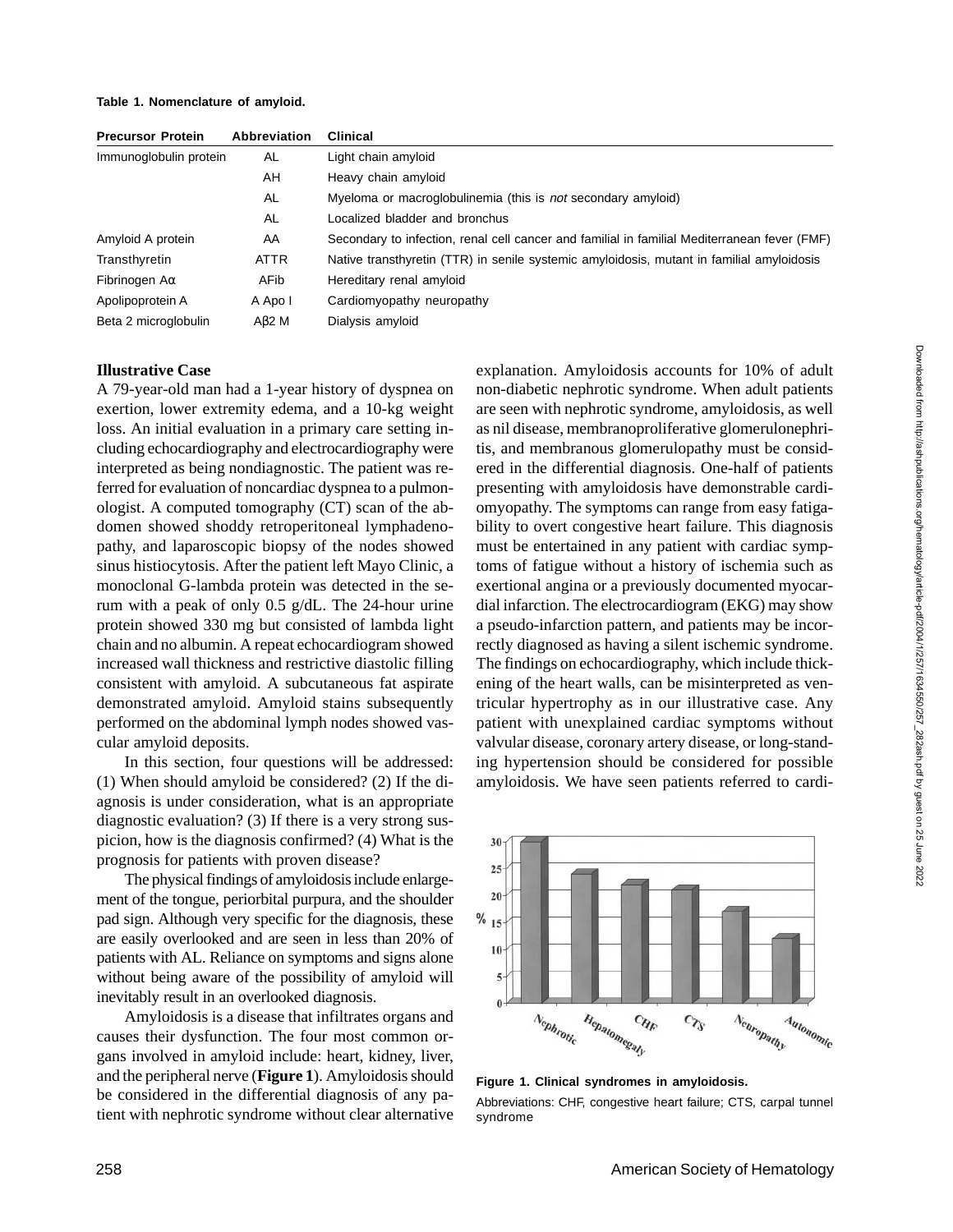**Table 1. Nomenclature of amyloid.**

| Precursor Protein | Abbreviation | Clinical |
| --- | --- | --- |
| Immunoglobulin protein | AL | Light chain amyloid |
| | AH | Heavy chain amyloid |
| | AL | Myeloma or macroglobulinemia (this is *not* secondary amyloid) |
| | AL | Localized bladder and bronchus |
| Amyloid A protein | AA | Secondary to infection, renal cell cancer and familial in familial Mediterranean fever (FMF) |
| Transthyretin | ATTR | Native transthyretin (TTR) in senile systemic amyloidosis, mutant in familial amyloidosis |
| Fibrinogen Aα | AFib | Hereditary renal amyloid |
| Apolipoprotein A | A Apo I | Cardiomyopathy neuropathy |
| Beta 2 microglobulin | Aβ2 M | Dialysis amyloid |

**Illustrative Case**

A 79-year-old man had a 1-year history of dyspnea on exertion, lower extremity edema, and a 10-kg weight loss. An initial evaluation in a primary care setting including echocardiography and electrocardiography were interpreted as being nondiagnostic. The patient was referred for evaluation of noncardiac dyspnea to a pulmonologist. A computed tomography (CT) scan of the abdomen showed shoddy retroperitoneal lymphadenopathy, and laparoscopic biopsy of the nodes showed sinus histiocytosis. After the patient left Mayo Clinic, a monoclonal G-lambda protein was detected in the serum with a peak of only 0.5 g/dL. The 24-hour urine protein showed 330 mg but consisted of lambda light chain and no albumin. A repeat echocardiogram showed increased wall thickness and restrictive diastolic filling consistent with amyloid. A subcutaneous fat aspirate demonstrated amyloid. Amyloid stains subsequently performed on the abdominal lymph nodes showed vascular amyloid deposits.

In this section, four questions will be addressed: (1) When should amyloid be considered? (2) If the diagnosis is under consideration, what is an appropriate diagnostic evaluation? (3) If there is a very strong suspicion, how is the diagnosis confirmed? (4) What is the prognosis for patients with proven disease?

The physical findings of amyloidosis include enlargement of the tongue, periorbital purpura, and the shoulder pad sign. Although very specific for the diagnosis, these are easily overlooked and are seen in less than 20% of patients with AL. Reliance on symptoms and signs alone without being aware of the possibility of amyloid will inevitably result in an overlooked diagnosis.

Amyloidosis is a disease that infiltrates organs and causes their dysfunction. The four most common organs involved in amyloid include: heart, kidney, liver, and the peripheral nerve (**Figure 1**). Amyloidosis should be considered in the differential diagnosis of any patient with nephrotic syndrome without clear alternative explanation. Amyloidosis accounts for 10% of adult non-diabetic nephrotic syndrome. When adult patients are seen with nephrotic syndrome, amyloidosis, as well as nil disease, membranoproliferative glomerulonephritis, and membranous glomerulopathy must be considered in the differential diagnosis. One-half of patients presenting with amyloidosis have demonstrable cardiomyopathy. The symptoms can range from easy fatigability to overt congestive heart failure. This diagnosis must be entertained in any patient with cardiac symptoms of fatigue without a history of ischemia such as exertional angina or a previously documented myocardial infarction. The electrocardiogram (EKG) may show a pseudo-infarction pattern, and patients may be incorrectly diagnosed as having a silent ischemic syndrome. The findings on echocardiography, which include thickening of the heart walls, can be misinterpreted as ventricular hypertrophy as in our illustrative case. Any patient with unexplained cardiac symptoms without valvular disease, coronary artery disease, or long-standing hypertension should be considered for possible amyloidosis. We have seen patients referred to cardi-

**Figure 1. Clinical syndromes in amyloidosis.**

Abbreviations: CHF, congestive heart failure; CTS, carpal tunnel syndrome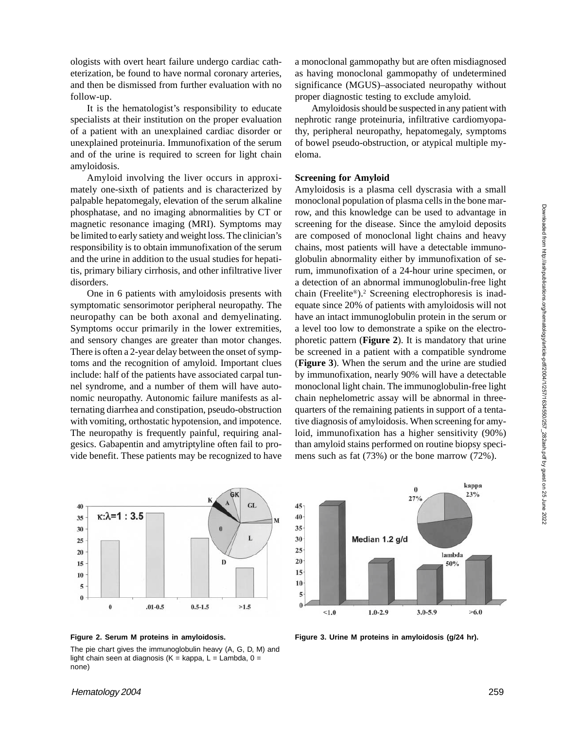ologists with overt heart failure undergo cardiac catheterization, be found to have normal coronary arteries, and then be dismissed from further evaluation with no follow-up.

It is the hematologist's responsibility to educate specialists at their institution on the proper evaluation of a patient with an unexplained cardiac disorder or unexplained proteinuria. Immunofixation of the serum and of the urine is required to screen for light chain amyloidosis.

Amyloid involving the liver occurs in approximately one-sixth of patients and is characterized by palpable hepatomegaly, elevation of the serum alkaline phosphatase, and no imaging abnormalities by CT or magnetic resonance imaging (MRI). Symptoms may be limited to early satiety and weight loss. The clinician's responsibility is to obtain immunofixation of the serum and the urine in addition to the usual studies for hepatitis, primary biliary cirrhosis, and other infiltrative liver disorders.

One in 6 patients with amyloidosis presents with symptomatic sensorimotor peripheral neuropathy. The neuropathy can be both axonal and demyelinating. Symptoms occur primarily in the lower extremities, and sensory changes are greater than motor changes. There is often a 2-year delay between the onset of symptoms and the recognition of amyloid. Important clues include: half of the patients have associated carpal tunnel syndrome, and a number of them will have autonomic neuropathy. Autonomic failure manifests as alternating diarrhea and constipation, pseudo-obstruction with vomiting, orthostatic hypotension, and impotence. The neuropathy is frequently painful, requiring analgesics. Gabapentin and amytriptyline often fail to provide benefit. These patients may be recognized to have a monoclonal gammopathy but are often misdiagnosed as having monoclonal gammopathy of undetermined significance (MGUS)–associated neuropathy without proper diagnostic testing to exclude amyloid.

Amyloidosis should be suspected in any patient with nephrotic range proteinuria, infiltrative cardiomyopathy, peripheral neuropathy, hepatomegaly, symptoms of bowel pseudo-obstruction, or atypical multiple myeloma.

**Screening for Amyloid**

Amyloidosis is a plasma cell dyscrasia with a small monoclonal population of plasma cells in the bone marrow, and this knowledge can be used to advantage in screening for the disease. Since the amyloid deposits are composed of monoclonal light chains and heavy chains, most patients will have a detectable immunoglobulin abnormality either by immunofixation of serum, immunofixation of a 24-hour urine specimen, or a detection of an abnormal immunoglobulin-free light chain (Freelite®).[2] Screening electrophoresis is inadequate since 20% of patients with amyloidosis will not have an intact immunoglobulin protein in the serum or a level too low to demonstrate a spike on the electrophoretic pattern (**Figure 2**). It is mandatory that urine be screened in a patient with a compatible syndrome (**Figure 3**). When the serum and the urine are studied by immunofixation, nearly 90% will have a detectable monoclonal light chain. The immunoglobulin-free light chain nephelometric assay will be abnormal in three-quarters of the remaining patients in support of a tentative diagnosis of amyloidosis. When screening for amyloid, immunofixation has a higher sensitivity (90%) than amyloid stains performed on routine biopsy specimens such as fat (73%) or the bone marrow (72%).

**Figure 2. Serum M proteins in amyloidosis.**

The pie chart gives the immunoglobulin heavy (A, G, D, M) and light chain seen at diagnosis (K = kappa, L = Lambda, 0 = none)

**Figure 3. Urine M proteins in amyloidosis (g/24 hr).**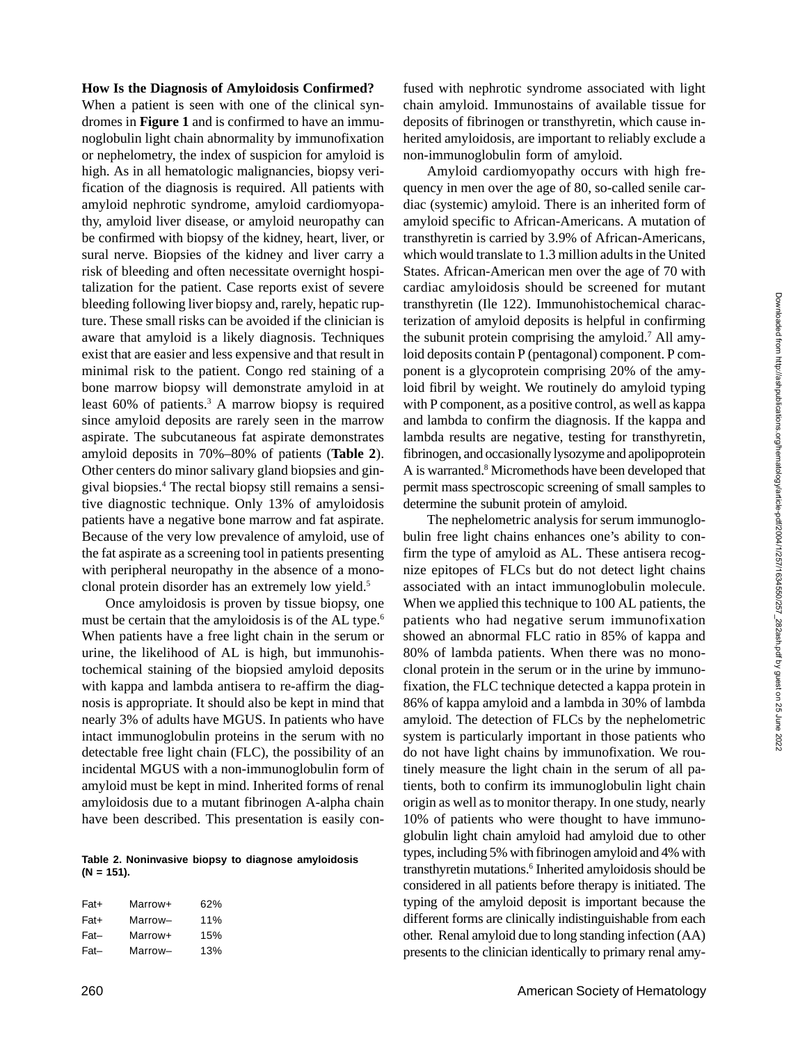### How Is the Diagnosis of Amyloidosis Confirmed?

When a patient is seen with one of the clinical syndromes in **Figure 1** and is confirmed to have an immunoglobulin light chain abnormality by immunofixation or nephelometry, the index of suspicion for amyloid is high. As in all hematologic malignancies, biopsy verification of the diagnosis is required. All patients with amyloid nephrotic syndrome, amyloid cardiomyopathy, amyloid liver disease, or amyloid neuropathy can be confirmed with biopsy of the kidney, heart, liver, or sural nerve. Biopsies of the kidney and liver carry a risk of bleeding and often necessitate overnight hospitalization for the patient. Case reports exist of severe bleeding following liver biopsy and, rarely, hepatic rupture. These small risks can be avoided if the clinician is aware that amyloid is a likely diagnosis. Techniques exist that are easier and less expensive and that result in minimal risk to the patient. Congo red staining of a bone marrow biopsy will demonstrate amyloid in at least 60% of patients.[3] A marrow biopsy is required since amyloid deposits are rarely seen in the marrow aspirate. The subcutaneous fat aspirate demonstrates amyloid deposits in 70%–80% of patients (**Table 2**). Other centers do minor salivary gland biopsies and gingival biopsies.[4] The rectal biopsy still remains a sensitive diagnostic technique. Only 13% of amyloidosis patients have a negative bone marrow and fat aspirate. Because of the very low prevalence of amyloid, use of the fat aspirate as a screening tool in patients presenting with peripheral neuropathy in the absence of a monoclonal protein disorder has an extremely low yield.[5]

Once amyloidosis is proven by tissue biopsy, one must be certain that the amyloidosis is of the AL type.[6] When patients have a free light chain in the serum or urine, the likelihood of AL is high, but immunohistochemical staining of the biopsied amyloid deposits with kappa and lambda antisera to re-affirm the diagnosis is appropriate. It should also be kept in mind that nearly 3% of adults have MGUS. In patients who have intact immunoglobulin proteins in the serum with no detectable free light chain (FLC), the possibility of an incidental MGUS with a non-immunoglobulin form of amyloid must be kept in mind. Inherited forms of renal amyloidosis due to a mutant fibrinogen A-alpha chain have been described. This presentation is easily confused with nephrotic syndrome associated with light chain amyloid. Immunostains of available tissue for deposits of fibrinogen or transthyretin, which cause inherited amyloidosis, are important to reliably exclude a non-immunoglobulin form of amyloid.

**Table 2. Noninvasive biopsy to diagnose amyloidosis (N = 151).**

| | | |
|---|---|---|
| Fat+ | Marrow+ | 62% |
| Fat+ | Marrow– | 11% |
| Fat– | Marrow+ | 15% |
| Fat– | Marrow– | 13% |

Amyloid cardiomyopathy occurs with high frequency in men over the age of 80, so-called senile cardiac (systemic) amyloid. There is an inherited form of amyloid specific to African-Americans. A mutation of transthyretin is carried by 3.9% of African-Americans, which would translate to 1.3 million adults in the United States. African-American men over the age of 70 with cardiac amyloidosis should be screened for mutant transthyretin (Ile 122). Immunohistochemical characterization of amyloid deposits is helpful in confirming the subunit protein comprising the amyloid.[7] All amyloid deposits contain P (pentagonal) component. P component is a glycoprotein comprising 20% of the amyloid fibril by weight. We routinely do amyloid typing with P component, as a positive control, as well as kappa and lambda to confirm the diagnosis. If the kappa and lambda results are negative, testing for transthyretin, fibrinogen, and occasionally lysozyme and apolipoprotein A is warranted.[8] Micromethods have been developed that permit mass spectroscopic screening of small samples to determine the subunit protein of amyloid.

The nephelometric analysis for serum immunoglobulin free light chains enhances one's ability to confirm the type of amyloid as AL. These antisera recognize epitopes of FLCs but do not detect light chains associated with an intact immunoglobulin molecule. When we applied this technique to 100 AL patients, the patients who had negative serum immunofixation showed an abnormal FLC ratio in 85% of kappa and 80% of lambda patients. When there was no monoclonal protein in the serum or in the urine by immunofixation, the FLC technique detected a kappa protein in 86% of kappa amyloid and a lambda in 30% of lambda amyloid. The detection of FLCs by the nephelometric system is particularly important in those patients who do not have light chains by immunofixation. We routinely measure the light chain in the serum of all patients, both to confirm its immunoglobulin light chain origin as well as to monitor therapy. In one study, nearly 10% of patients who were thought to have immunoglobulin light chain amyloid had amyloid due to other types, including 5% with fibrinogen amyloid and 4% with transthyretin mutations.[6] Inherited amyloidosis should be considered in all patients before therapy is initiated. The typing of the amyloid deposit is important because the different forms are clinically indistinguishable from each other. Renal amyloid due to long standing infection (AA) presents to the clinician identically to primary renal amy-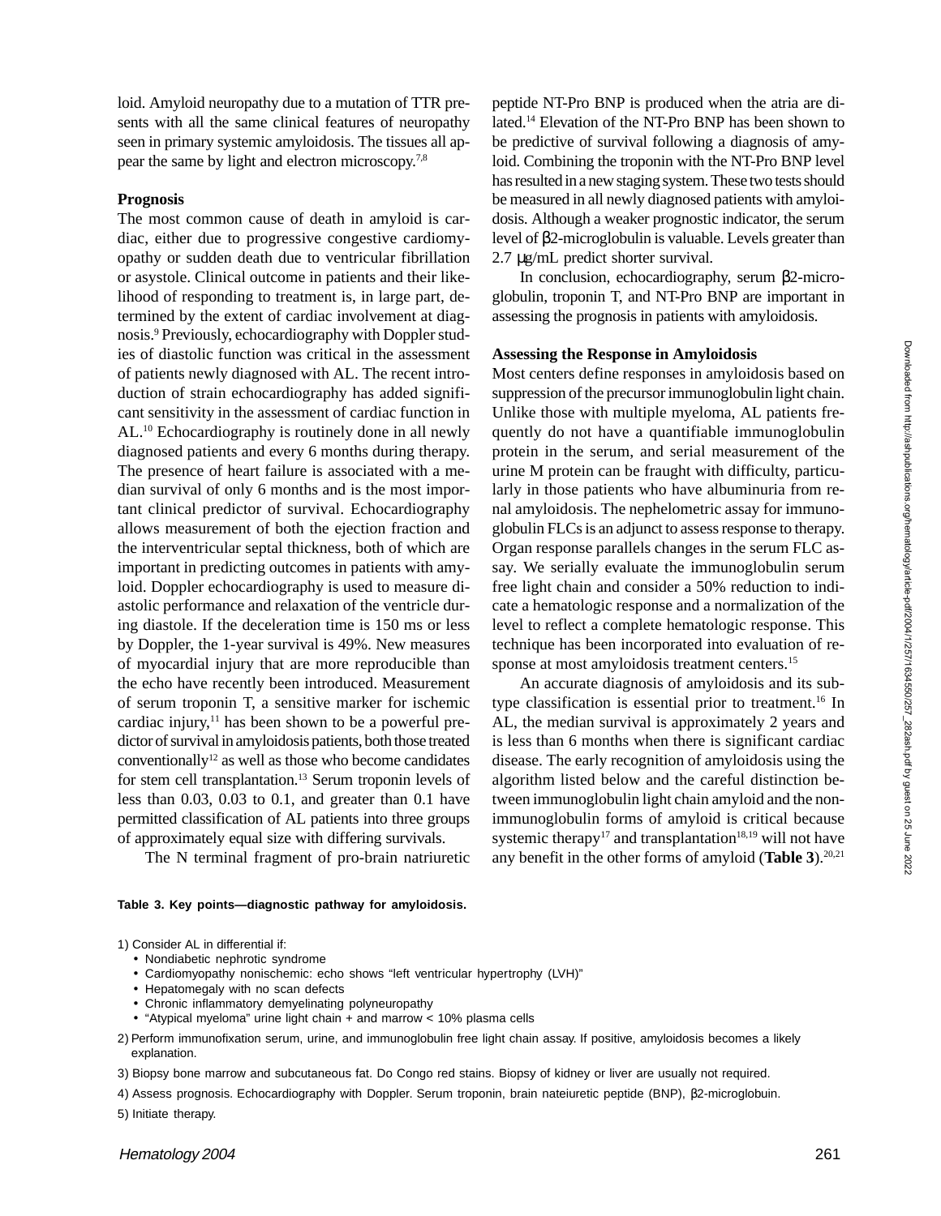loid. Amyloid neuropathy due to a mutation of TTR presents with all the same clinical features of neuropathy seen in primary systemic amyloidosis. The tissues all appear the same by light and electron microscopy.[7,8]

### Prognosis

The most common cause of death in amyloid is cardiac, either due to progressive congestive cardiomyopathy or sudden death due to ventricular fibrillation or asystole. Clinical outcome in patients and their likelihood of responding to treatment is, in large part, determined by the extent of cardiac involvement at diagnosis.[9] Previously, echocardiography with Doppler studies of diastolic function was critical in the assessment of patients newly diagnosed with AL. The recent introduction of strain echocardiography has added significant sensitivity in the assessment of cardiac function in AL.[10] Echocardiography is routinely done in all newly diagnosed patients and every 6 months during therapy. The presence of heart failure is associated with a median survival of only 6 months and is the most important clinical predictor of survival. Echocardiography allows measurement of both the ejection fraction and the interventricular septal thickness, both of which are important in predicting outcomes in patients with amyloid. Doppler echocardiography is used to measure diastolic performance and relaxation of the ventricle during diastole. If the deceleration time is 150 ms or less by Doppler, the 1-year survival is 49%. New measures of myocardial injury that are more reproducible than the echo have recently been introduced. Measurement of serum troponin T, a sensitive marker for ischemic cardiac injury,[11] has been shown to be a powerful predictor of survival in amyloidosis patients, both those treated conventionally[12] as well as those who become candidates for stem cell transplantation.[13] Serum troponin levels of less than 0.03, 0.03 to 0.1, and greater than 0.1 have permitted classification of AL patients into three groups of approximately equal size with differing survivals.

The N terminal fragment of pro-brain natriuretic peptide NT-Pro BNP is produced when the atria are dilated.[14] Elevation of the NT-Pro BNP has been shown to be predictive of survival following a diagnosis of amyloid. Combining the troponin with the NT-Pro BNP level has resulted in a new staging system. These two tests should be measured in all newly diagnosed patients with amyloidosis. Although a weaker prognostic indicator, the serum level of β2-microglobulin is valuable. Levels greater than 2.7 μg/mL predict shorter survival.

In conclusion, echocardiography, serum β2-microglobulin, troponin T, and NT-Pro BNP are important in assessing the prognosis in patients with amyloidosis.

### Assessing the Response in Amyloidosis

Most centers define responses in amyloidosis based on suppression of the precursor immunoglobulin light chain. Unlike those with multiple myeloma, AL patients frequently do not have a quantifiable immunoglobulin protein in the serum, and serial measurement of the urine M protein can be fraught with difficulty, particularly in those patients who have albuminuria from renal amyloidosis. The nephelometric assay for immunoglobulin FLCs is an adjunct to assess response to therapy. Organ response parallels changes in the serum FLC assay. We serially evaluate the immunoglobulin serum free light chain and consider a 50% reduction to indicate a hematologic response and a normalization of the level to reflect a complete hematologic response. This technique has been incorporated into evaluation of response at most amyloidosis treatment centers.[15]

An accurate diagnosis of amyloidosis and its subtype classification is essential prior to treatment.[16] In AL, the median survival is approximately 2 years and is less than 6 months when there is significant cardiac disease. The early recognition of amyloidosis using the algorithm listed below and the careful distinction between immunoglobulin light chain amyloid and the nonimmunoglobulin forms of amyloid is critical because systemic therapy[17] and transplantation[18,19] will not have any benefit in the other forms of amyloid (**Table 3**).[20,21]

**Table 3. Key points—diagnostic pathway for amyloidosis.**

1) Consider AL in differential if:
   - Nondiabetic nephrotic syndrome
   - Cardiomyopathy nonischemic: echo shows "left ventricular hypertrophy (LVH)"
   - Hepatomegaly with no scan defects
   - Chronic inflammatory demyelinating polyneuropathy
   - "Atypical myeloma" urine light chain + and marrow < 10% plasma cells
2) Perform immunofixation serum, urine, and immunoglobulin free light chain assay. If positive, amyloidosis becomes a likely explanation.
3) Biopsy bone marrow and subcutaneous fat. Do Congo red stains. Biopsy of kidney or liver are usually not required.
4) Assess prognosis. Echocardiography with Doppler. Serum troponin, brain nateiuretic peptide (BNP), β2-microglobuin.
5) Initiate therapy.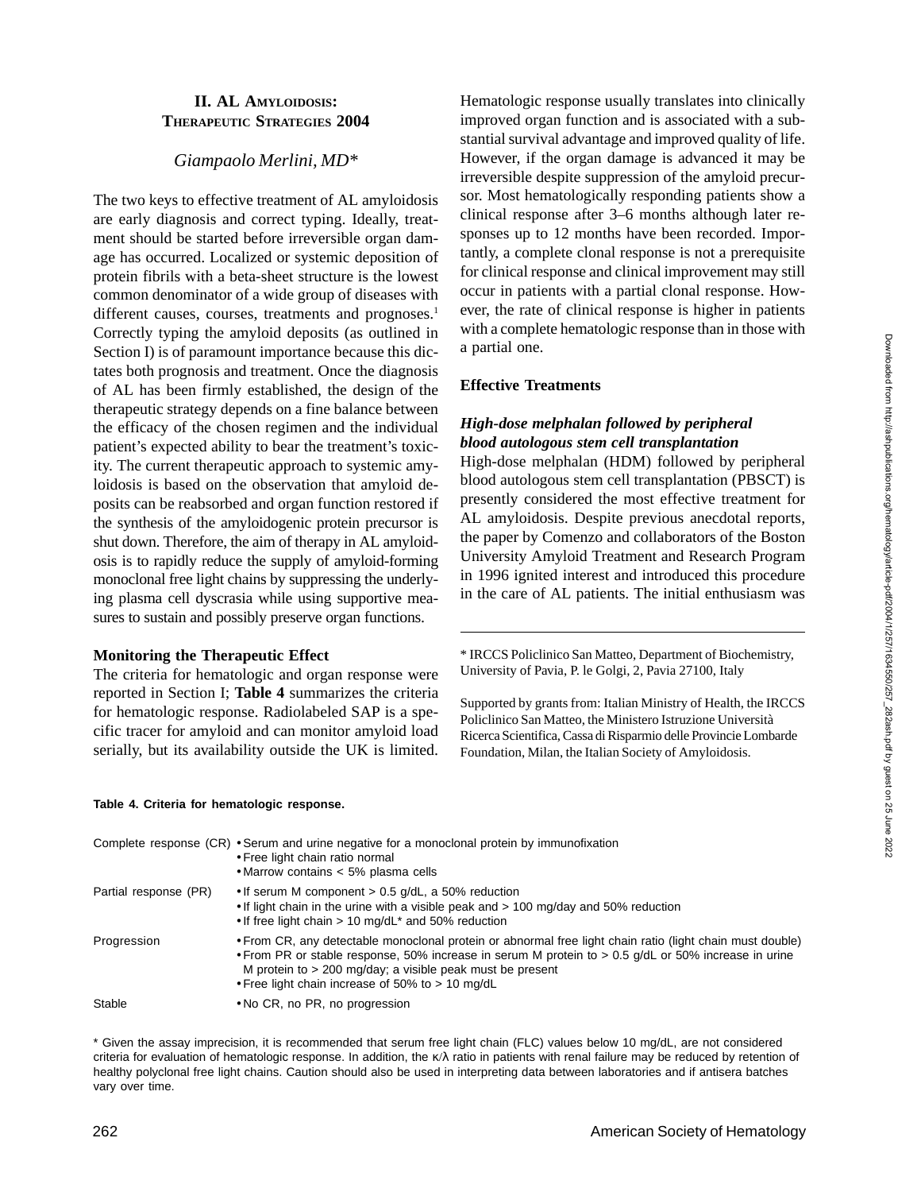## II. AL Amyloidosis: Therapeutic Strategies 2004

*Giampaolo Merlini, MD\**

The two keys to effective treatment of AL amyloidosis are early diagnosis and correct typing. Ideally, treatment should be started before irreversible organ damage has occurred. Localized or systemic deposition of protein fibrils with a beta-sheet structure is the lowest common denominator of a wide group of diseases with different causes, courses, treatments and prognoses.[1] Correctly typing the amyloid deposits (as outlined in Section I) is of paramount importance because this dictates both prognosis and treatment. Once the diagnosis of AL has been firmly established, the design of the therapeutic strategy depends on a fine balance between the efficacy of the chosen regimen and the individual patient's expected ability to bear the treatment's toxicity. The current therapeutic approach to systemic amyloidosis is based on the observation that amyloid deposits can be reabsorbed and organ function restored if the synthesis of the amyloidogenic protein precursor is shut down. Therefore, the aim of therapy in AL amyloidosis is to rapidly reduce the supply of amyloid-forming monoclonal free light chains by suppressing the underlying plasma cell dyscrasia while using supportive measures to sustain and possibly preserve organ functions.

### Monitoring the Therapeutic Effect

The criteria for hematologic and organ response were reported in Section I; **Table 4** summarizes the criteria for hematologic response. Radiolabeled SAP is a specific tracer for amyloid and can monitor amyloid load serially, but its availability outside the UK is limited. Hematologic response usually translates into clinically improved organ function and is associated with a substantial survival advantage and improved quality of life. However, if the organ damage is advanced it may be irreversible despite suppression of the amyloid precursor. Most hematologically responding patients show a clinical response after 3–6 months although later responses up to 12 months have been recorded. Importantly, a complete clonal response is not a prerequisite for clinical response and clinical improvement may still occur in patients with a partial clonal response. However, the rate of clinical response is higher in patients with a complete hematologic response than in those with a partial one.

### Effective Treatments

#### *High-dose melphalan followed by peripheral blood autologous stem cell transplantation*

High-dose melphalan (HDM) followed by peripheral blood autologous stem cell transplantation (PBSCT) is presently considered the most effective treatment for AL amyloidosis. Despite previous anecdotal reports, the paper by Comenzo and collaborators of the Boston University Amyloid Treatment and Research Program in 1996 ignited interest and introduced this procedure in the care of AL patients. The initial enthusiasm was

\* IRCCS Policlinico San Matteo, Department of Biochemistry, University of Pavia, P. le Golgi, 2, Pavia 27100, Italy

Supported by grants from: Italian Ministry of Health, the IRCCS Policlinico San Matteo, the Ministero Istruzione Università Ricerca Scientifica, Cassa di Risparmio delle Provincie Lombarde Foundation, Milan, the Italian Society of Amyloidosis.

**Table 4. Criteria for hematologic response.**

| | |
|---|---|
| Complete response (CR) | • Serum and urine negative for a monoclonal protein by immunofixation<br>• Free light chain ratio normal<br>• Marrow contains < 5% plasma cells |
| Partial response (PR) | • If serum M component > 0.5 g/dL, a 50% reduction<br>• If light chain in the urine with a visible peak and > 100 mg/day and 50% reduction<br>• If free light chain > 10 mg/dL* and 50% reduction |
| Progression | • From CR, any detectable monoclonal protein or abnormal free light chain ratio (light chain must double)<br>• From PR or stable response, 50% increase in serum M protein to > 0.5 g/dL or 50% increase in urine M protein to > 200 mg/day; a visible peak must be present<br>• Free light chain increase of 50% to > 10 mg/dL |
| Stable | • No CR, no PR, no progression |

\* Given the assay imprecision, it is recommended that serum free light chain (FLC) values below 10 mg/dL, are not considered criteria for evaluation of hematologic response. In addition, the κ/λ ratio in patients with renal failure may be reduced by retention of healthy polyclonal free light chains. Caution should also be used in interpreting data between laboratories and if antisera batches vary over time.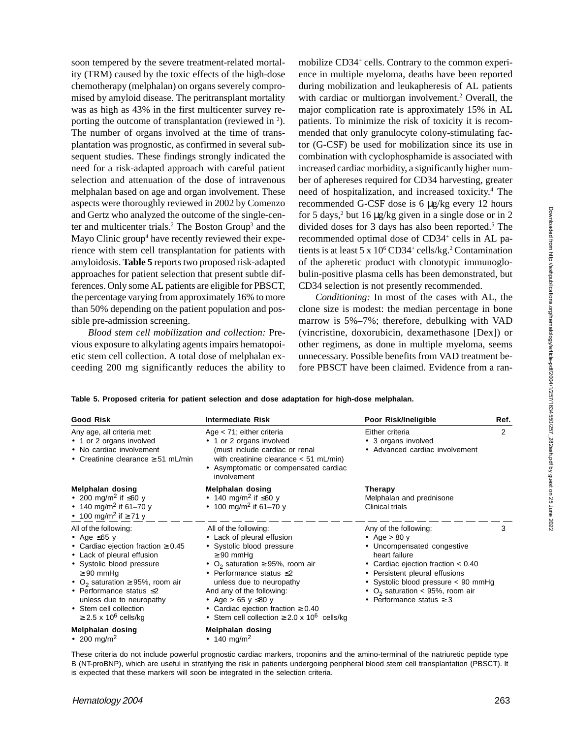soon tempered by the severe treatment-related mortality (TRM) caused by the toxic effects of the high-dose chemotherapy (melphalan) on organs severely compromised by amyloid disease. The peritransplant mortality was as high as 43% in the first multicenter survey reporting the outcome of transplantation (reviewed in [2]). The number of organs involved at the time of transplantation was prognostic, as confirmed in several subsequent studies. These findings strongly indicated the need for a risk-adapted approach with careful patient selection and attenuation of the dose of intravenous melphalan based on age and organ involvement. These aspects were thoroughly reviewed in 2002 by Comenzo and Gertz who analyzed the outcome of the single-center and multicenter trials.[2] The Boston Group[3] and the Mayo Clinic group[4] have recently reviewed their experience with stem cell transplantation for patients with amyloidosis. **Table 5** reports two proposed risk-adapted approaches for patient selection that present subtle differences. Only some AL patients are eligible for PBSCT, the percentage varying from approximately 16% to more than 50% depending on the patient population and possible pre-admission screening.

*Blood stem cell mobilization and collection:* Previous exposure to alkylating agents impairs hematopoietic stem cell collection. A total dose of melphalan exceeding 200 mg significantly reduces the ability to mobilize CD34+ cells. Contrary to the common experience in multiple myeloma, deaths have been reported during mobilization and leukapheresis of AL patients with cardiac or multiorgan involvement.[2] Overall, the major complication rate is approximately 15% in AL patients. To minimize the risk of toxicity it is recommended that only granulocyte colony-stimulating factor (G-CSF) be used for mobilization since its use in combination with cyclophosphamide is associated with increased cardiac morbidity, a significantly higher number of aphereses required for CD34 harvesting, greater need of hospitalization, and increased toxicity.[4] The recommended G-CSF dose is 6 μg/kg every 12 hours for 5 days,[2] but 16 μg/kg given in a single dose or in 2 divided doses for 3 days has also been reported.[5] The recommended optimal dose of CD34+ cells in AL patients is at least $5 \times 10^6$ CD34+ cells/kg.[2] Contamination of the apheretic product with clonotypic immunoglobulin-positive plasma cells has been demonstrated, but CD34 selection is not presently recommended.

*Conditioning:* In most of the cases with AL, the clone size is modest: the median percentage in bone marrow is 5%–7%; therefore, debulking with VAD (vincristine, doxorubicin, dexamethasone [Dex]) or other regimens, as done in multiple myeloma, seems unnecessary. Possible benefits from VAD treatment before PBSCT have been claimed. Evidence from a ran-

**Table 5. Proposed criteria for patient selection and dose adaptation for high-dose melphalan.**

| Good Risk | Intermediate Risk | Poor Risk/Ineligible | Ref. |
|---|---|---|---|
| Any age, all criteria met:<br>• 1 or 2 organs involved<br>• No cardiac involvement<br>• Creatinine clearance ≥ 51 mL/min | Age < 71; either criteria<br>• 1 or 2 organs involved (must include cardiac or renal with creatinine clearance < 51 mL/min)<br>• Asymptomatic or compensated cardiac involvement | Either criteria<br>• 3 organs involved<br>• Advanced cardiac involvement | 2 |
| **Melphalan dosing**<br>• 200 mg/m$^2$ if ≤60 y<br>• 140 mg/m$^2$ if 61–70 y<br>• 100 mg/m$^2$ if ≥ 71 y | **Melphalan dosing**<br>• 140 mg/m$^2$ if ≤60 y<br>• 100 mg/m$^2$ if 61–70 y | **Therapy**<br>Melphalan and prednisone<br>Clinical trials | |
| All of the following:<br>• Age ≤65 y<br>• Cardiac ejection fraction ≥ 0.45<br>• Lack of pleural effusion<br>• Systolic blood pressure ≥ 90 mmHg<br>• $O_2$ saturation ≥ 95%, room air<br>• Performance status ≤2 unless due to neuropathy<br>• Stem cell collection ≥ 2.5 x 10$^6$ cells/kg | All of the following:<br>• Lack of pleural effusion<br>• Systolic blood pressure ≥ 90 mmHg<br>• $O_2$ saturation ≥ 95%, room air<br>• Performance status ≤2 unless due to neuropathy<br>And any of the following:<br>• Age > 65 y ≤80 y<br>• Cardiac ejection fraction ≥ 0.40<br>• Stem cell collection ≥ 2.0 x 10$^6$ cells/kg | Any of the following:<br>• Age > 80 y<br>• Uncompensated congestive heart failure<br>• Cardiac ejection fraction < 0.40<br>• Persistent pleural effusions<br>• Systolic blood pressure < 90 mmHg<br>• $O_2$ saturation < 95%, room air<br>• Performance status ≥ 3 | 3 |
| **Melphalan dosing**<br>• 200 mg/m$^2$ | **Melphalan dosing**<br>• 140 mg/m$^2$ | | |

These criteria do not include powerful prognostic cardiac markers, troponins and the amino-terminal of the natriuretic peptide type B (NT-proBNP), which are useful in stratifying the risk in patients undergoing peripheral blood stem cell transplantation (PBSCT). It is expected that these markers will soon be integrated in the selection criteria.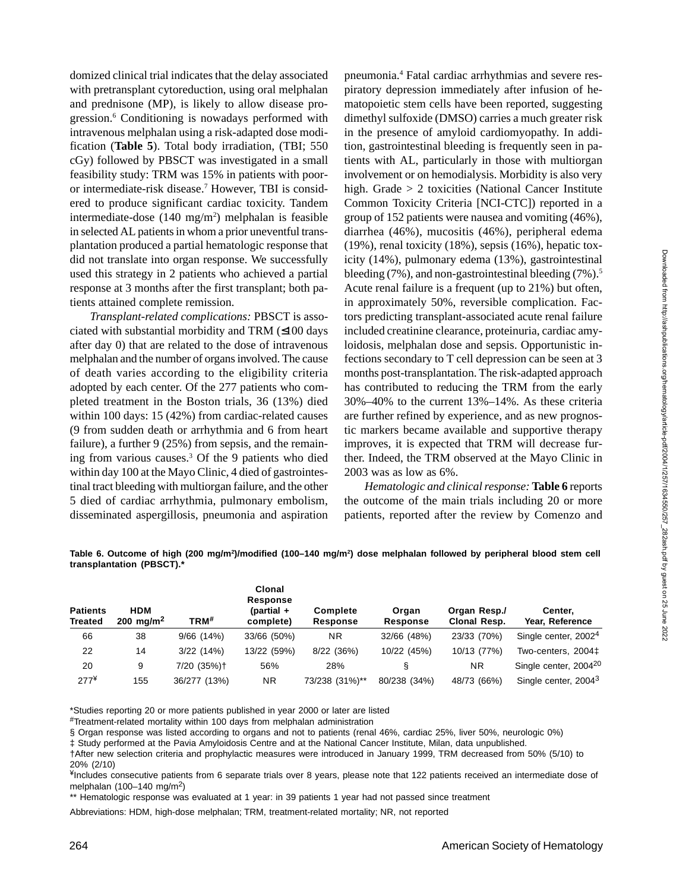domized clinical trial indicates that the delay associated with pretransplant cytoreduction, using oral melphalan and prednisone (MP), is likely to allow disease progression.[6] Conditioning is nowadays performed with intravenous melphalan using a risk-adapted dose modification (**Table 5**). Total body irradiation, (TBI; 550 cGy) followed by PBSCT was investigated in a small feasibility study: TRM was 15% in patients with poor- or intermediate-risk disease.[7] However, TBI is considered to produce significant cardiac toxicity. Tandem intermediate-dose (140 mg/m$^2$) melphalan is feasible in selected AL patients in whom a prior uneventful transplantation produced a partial hematologic response that did not translate into organ response. We successfully used this strategy in 2 patients who achieved a partial response at 3 months after the first transplant; both patients attained complete remission.

*Transplant-related complications:* PBSCT is associated with substantial morbidity and TRM (≤100 days after day 0) that are related to the dose of intravenous melphalan and the number of organs involved. The cause of death varies according to the eligibility criteria adopted by each center. Of the 277 patients who completed treatment in the Boston trials, 36 (13%) died within 100 days: 15 (42%) from cardiac-related causes (9 from sudden death or arrhythmia and 6 from heart failure), a further 9 (25%) from sepsis, and the remaining from various causes.[3] Of the 9 patients who died within day 100 at the Mayo Clinic, 4 died of gastrointestinal tract bleeding with multiorgan failure, and the other 5 died of cardiac arrhythmia, pulmonary embolism, disseminated aspergillosis, pneumonia and aspiration pneumonia.[4] Fatal cardiac arrhythmias and severe respiratory depression immediately after infusion of hematopoietic stem cells have been reported, suggesting dimethyl sulfoxide (DMSO) carries a much greater risk in the presence of amyloid cardiomyopathy. In addition, gastrointestinal bleeding is frequently seen in patients with AL, particularly in those with multiorgan involvement or on hemodialysis. Morbidity is also very high. Grade > 2 toxicities (National Cancer Institute Common Toxicity Criteria [NCI-CTC]) reported in a group of 152 patients were nausea and vomiting (46%), diarrhea (46%), mucositis (46%), peripheral edema (19%), renal toxicity (18%), sepsis (16%), hepatic toxicity (14%), pulmonary edema (13%), gastrointestinal bleeding (7%), and non-gastrointestinal bleeding (7%).[5] Acute renal failure is a frequent (up to 21%) but often, in approximately 50%, reversible complication. Factors predicting transplant-associated acute renal failure included creatinine clearance, proteinuria, cardiac amyloidosis, melphalan dose and sepsis. Opportunistic infections secondary to T cell depression can be seen at 3 months post-transplantation. The risk-adapted approach has contributed to reducing the TRM from the early 30%–40% to the current 13%–14%. As these criteria are further refined by experience, and as new prognostic markers became available and supportive therapy improves, it is expected that TRM will decrease further. Indeed, the TRM observed at the Mayo Clinic in 2003 was as low as 6%.

*Hematologic and clinical response:* **Table 6** reports the outcome of the main trials including 20 or more patients, reported after the review by Comenzo and

**Table 6. Outcome of high (200 mg/m$^2$)/modified (100–140 mg/m$^2$) dose melphalan followed by peripheral blood stem cell transplantation (PBSCT).***

| Patients Treated | HDM 200 mg/m$^2$ | TRM# | Clonal Response (partial + complete) | Complete Response | Organ Response | Organ Resp./ Clonal Resp. | Center, Year, Reference |
|---|---|---|---|---|---|---|---|
| 66 | 38 | 9/66 (14%) | 33/66 (50%) | NR | 32/66 (48%) | 23/33 (70%) | Single center, 2002[4] |
| 22 | 14 | 3/22 (14%) | 13/22 (59%) | 8/22 (36%) | 10/22 (45%) | 10/13 (77%) | Two-centers, 2004‡ |
| 20 | 9 | 7/20 (35%)† | 56% | 28% | § | NR | Single center, 2004[20] |
| 277¥ | 155 | 36/277 (13%) | NR | 73/238 (31%)** | 80/238 (34%) | 48/73 (66%) | Single center, 2004[3] |

*Studies reporting 20 or more patients published in year 2000 or later are listed

#Treatment-related mortality within 100 days from melphalan administration

§ Organ response was listed according to organs and not to patients (renal 46%, cardiac 25%, liver 50%, neurologic 0%)

‡ Study performed at the Pavia Amyloidosis Centre and at the National Cancer Institute, Milan, data unpublished.

†After new selection criteria and prophylactic measures were introduced in January 1999, TRM decreased from 50% (5/10) to 20% (2/10)

¥Includes consecutive patients from 6 separate trials over 8 years, please note that 122 patients received an intermediate dose of melphalan (100–140 mg/m$^2$)

** Hematologic response was evaluated at 1 year: in 39 patients 1 year had not passed since treatment

Abbreviations: HDM, high-dose melphalan; TRM, treatment-related mortality; NR, not reported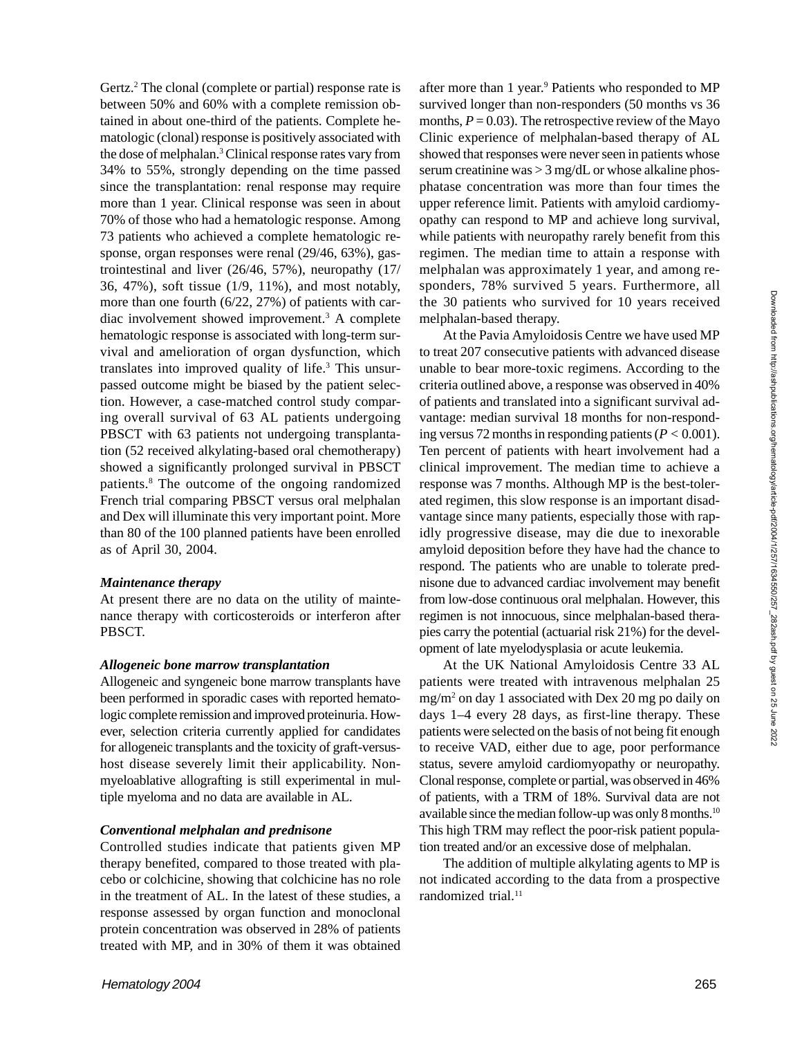Gertz.[2] The clonal (complete or partial) response rate is between 50% and 60% with a complete remission obtained in about one-third of the patients. Complete hematologic (clonal) response is positively associated with the dose of melphalan.[3] Clinical response rates vary from 34% to 55%, strongly depending on the time passed since the transplantation: renal response may require more than 1 year. Clinical response was seen in about 70% of those who had a hematologic response. Among 73 patients who achieved a complete hematologic response, organ responses were renal (29/46, 63%), gastrointestinal and liver (26/46, 57%), neuropathy (17/36, 47%), soft tissue (1/9, 11%), and most notably, more than one fourth (6/22, 27%) of patients with cardiac involvement showed improvement.[3] A complete hematologic response is associated with long-term survival and amelioration of organ dysfunction, which translates into improved quality of life.[3] This unsurpassed outcome might be biased by the patient selection. However, a case-matched control study comparing overall survival of 63 AL patients undergoing PBSCT with 63 patients not undergoing transplantation (52 received alkylating-based oral chemotherapy) showed a significantly prolonged survival in PBSCT patients.[8] The outcome of the ongoing randomized French trial comparing PBSCT versus oral melphalan and Dex will illuminate this very important point. More than 80 of the 100 planned patients have been enrolled as of April 30, 2004.

### *Maintenance therapy*

At present there are no data on the utility of maintenance therapy with corticosteroids or interferon after PBSCT.

### *Allogeneic bone marrow transplantation*

Allogeneic and syngeneic bone marrow transplants have been performed in sporadic cases with reported hematologic complete remission and improved proteinuria. However, selection criteria currently applied for candidates for allogeneic transplants and the toxicity of graft-versus-host disease severely limit their applicability. Nonmyeloablative allografting is still experimental in multiple myeloma and no data are available in AL.

### *Conventional melphalan and prednisone*

Controlled studies indicate that patients given MP therapy benefited, compared to those treated with placebo or colchicine, showing that colchicine has no role in the treatment of AL. In the latest of these studies, a response assessed by organ function and monoclonal protein concentration was observed in 28% of patients treated with MP, and in 30% of them it was obtained after more than 1 year.[9] Patients who responded to MP survived longer than non-responders (50 months vs 36 months, $P = 0.03$). The retrospective review of the Mayo Clinic experience of melphalan-based therapy of AL showed that responses were never seen in patients whose serum creatinine was > 3 mg/dL or whose alkaline phosphatase concentration was more than four times the upper reference limit. Patients with amyloid cardiomyopathy can respond to MP and achieve long survival, while patients with neuropathy rarely benefit from this regimen. The median time to attain a response with melphalan was approximately 1 year, and among responders, 78% survived 5 years. Furthermore, all the 30 patients who survived for 10 years received melphalan-based therapy.

At the Pavia Amyloidosis Centre we have used MP to treat 207 consecutive patients with advanced disease unable to bear more-toxic regimens. According to the criteria outlined above, a response was observed in 40% of patients and translated into a significant survival advantage: median survival 18 months for non-responding versus 72 months in responding patients ($P < 0.001$). Ten percent of patients with heart involvement had a clinical improvement. The median time to achieve a response was 7 months. Although MP is the best-tolerated regimen, this slow response is an important disadvantage since many patients, especially those with rapidly progressive disease, may die due to inexorable amyloid deposition before they have had the chance to respond. The patients who are unable to tolerate prednisone due to advanced cardiac involvement may benefit from low-dose continuous oral melphalan. However, this regimen is not innocuous, since melphalan-based therapies carry the potential (actuarial risk 21%) for the development of late myelodysplasia or acute leukemia.

At the UK National Amyloidosis Centre 33 AL patients were treated with intravenous melphalan 25 mg/m$^2$ on day 1 associated with Dex 20 mg po daily on days 1–4 every 28 days, as first-line therapy. These patients were selected on the basis of not being fit enough to receive VAD, either due to age, poor performance status, severe amyloid cardiomyopathy or neuropathy. Clonal response, complete or partial, was observed in 46% of patients, with a TRM of 18%. Survival data are not available since the median follow-up was only 8 months.[10] This high TRM may reflect the poor-risk patient population treated and/or an excessive dose of melphalan.

The addition of multiple alkylating agents to MP is not indicated according to the data from a prospective randomized trial.[11]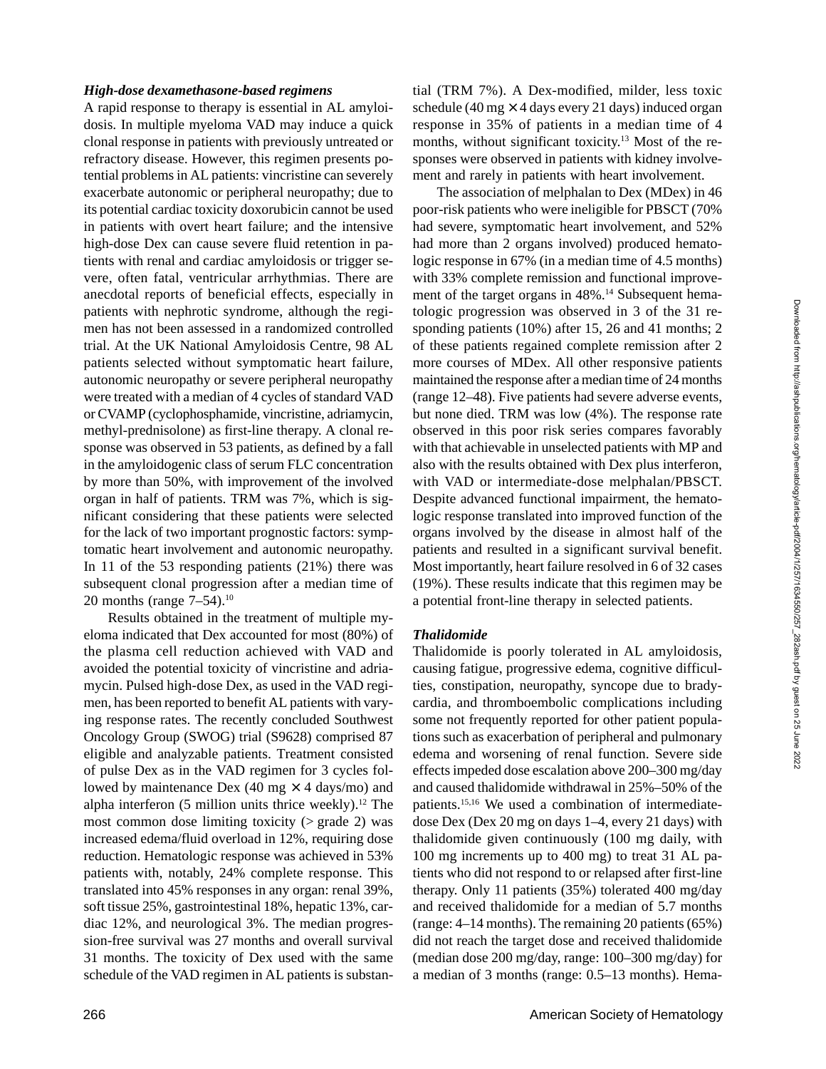### *High-dose dexamethasone-based regimens*

A rapid response to therapy is essential in AL amyloidosis. In multiple myeloma VAD may induce a quick clonal response in patients with previously untreated or refractory disease. However, this regimen presents potential problems in AL patients: vincristine can severely exacerbate autonomic or peripheral neuropathy; due to its potential cardiac toxicity doxorubicin cannot be used in patients with overt heart failure; and the intensive high-dose Dex can cause severe fluid retention in patients with renal and cardiac amyloidosis or trigger severe, often fatal, ventricular arrhythmias. There are anecdotal reports of beneficial effects, especially in patients with nephrotic syndrome, although the regimen has not been assessed in a randomized controlled trial. At the UK National Amyloidosis Centre, 98 AL patients selected without symptomatic heart failure, autonomic neuropathy or severe peripheral neuropathy were treated with a median of 4 cycles of standard VAD or CVAMP (cyclophosphamide, vincristine, adriamycin, methyl-prednisolone) as first-line therapy. A clonal response was observed in 53 patients, as defined by a fall in the amyloidogenic class of serum FLC concentration by more than 50%, with improvement of the involved organ in half of patients. TRM was 7%, which is significant considering that these patients were selected for the lack of two important prognostic factors: symptomatic heart involvement and autonomic neuropathy. In 11 of the 53 responding patients (21%) there was subsequent clonal progression after a median time of 20 months (range 7–54).[10]

Results obtained in the treatment of multiple myeloma indicated that Dex accounted for most (80%) of the plasma cell reduction achieved with VAD and avoided the potential toxicity of vincristine and adriamycin. Pulsed high-dose Dex, as used in the VAD regimen, has been reported to benefit AL patients with varying response rates. The recently concluded Southwest Oncology Group (SWOG) trial (S9628) comprised 87 eligible and analyzable patients. Treatment consisted of pulse Dex as in the VAD regimen for 3 cycles followed by maintenance Dex (40 mg × 4 days/mo) and alpha interferon (5 million units thrice weekly).[12] The most common dose limiting toxicity (> grade 2) was increased edema/fluid overload in 12%, requiring dose reduction. Hematologic response was achieved in 53% patients with, notably, 24% complete response. This translated into 45% responses in any organ: renal 39%, soft tissue 25%, gastrointestinal 18%, hepatic 13%, cardiac 12%, and neurological 3%. The median progression-free survival was 27 months and overall survival 31 months. The toxicity of Dex used with the same schedule of the VAD regimen in AL patients is substantial (TRM 7%). A Dex-modified, milder, less toxic schedule (40 mg × 4 days every 21 days) induced organ response in 35% of patients in a median time of 4 months, without significant toxicity.[13] Most of the responses were observed in patients with kidney involvement and rarely in patients with heart involvement.

The association of melphalan to Dex (MDex) in 46 poor-risk patients who were ineligible for PBSCT (70% had severe, symptomatic heart involvement, and 52% had more than 2 organs involved) produced hematologic response in 67% (in a median time of 4.5 months) with 33% complete remission and functional improvement of the target organs in 48%.[14] Subsequent hematologic progression was observed in 3 of the 31 responding patients (10%) after 15, 26 and 41 months; 2 of these patients regained complete remission after 2 more courses of MDex. All other responsive patients maintained the response after a median time of 24 months (range 12–48). Five patients had severe adverse events, but none died. TRM was low (4%). The response rate observed in this poor risk series compares favorably with that achievable in unselected patients with MP and also with the results obtained with Dex plus interferon, with VAD or intermediate-dose melphalan/PBSCT. Despite advanced functional impairment, the hematologic response translated into improved function of the organs involved by the disease in almost half of the patients and resulted in a significant survival benefit. Most importantly, heart failure resolved in 6 of 32 cases (19%). These results indicate that this regimen may be a potential front-line therapy in selected patients.

### *Thalidomide*

Thalidomide is poorly tolerated in AL amyloidosis, causing fatigue, progressive edema, cognitive difficulties, constipation, neuropathy, syncope due to bradycardia, and thromboembolic complications including some not frequently reported for other patient populations such as exacerbation of peripheral and pulmonary edema and worsening of renal function. Severe side effects impeded dose escalation above 200–300 mg/day and caused thalidomide withdrawal in 25%–50% of the patients.[15,16] We used a combination of intermediate-dose Dex (Dex 20 mg on days 1–4, every 21 days) with thalidomide given continuously (100 mg daily, with 100 mg increments up to 400 mg) to treat 31 AL patients who did not respond to or relapsed after first-line therapy. Only 11 patients (35%) tolerated 400 mg/day and received thalidomide for a median of 5.7 months (range: 4–14 months). The remaining 20 patients (65%) did not reach the target dose and received thalidomide (median dose 200 mg/day, range: 100–300 mg/day) for a median of 3 months (range: 0.5–13 months). Hema-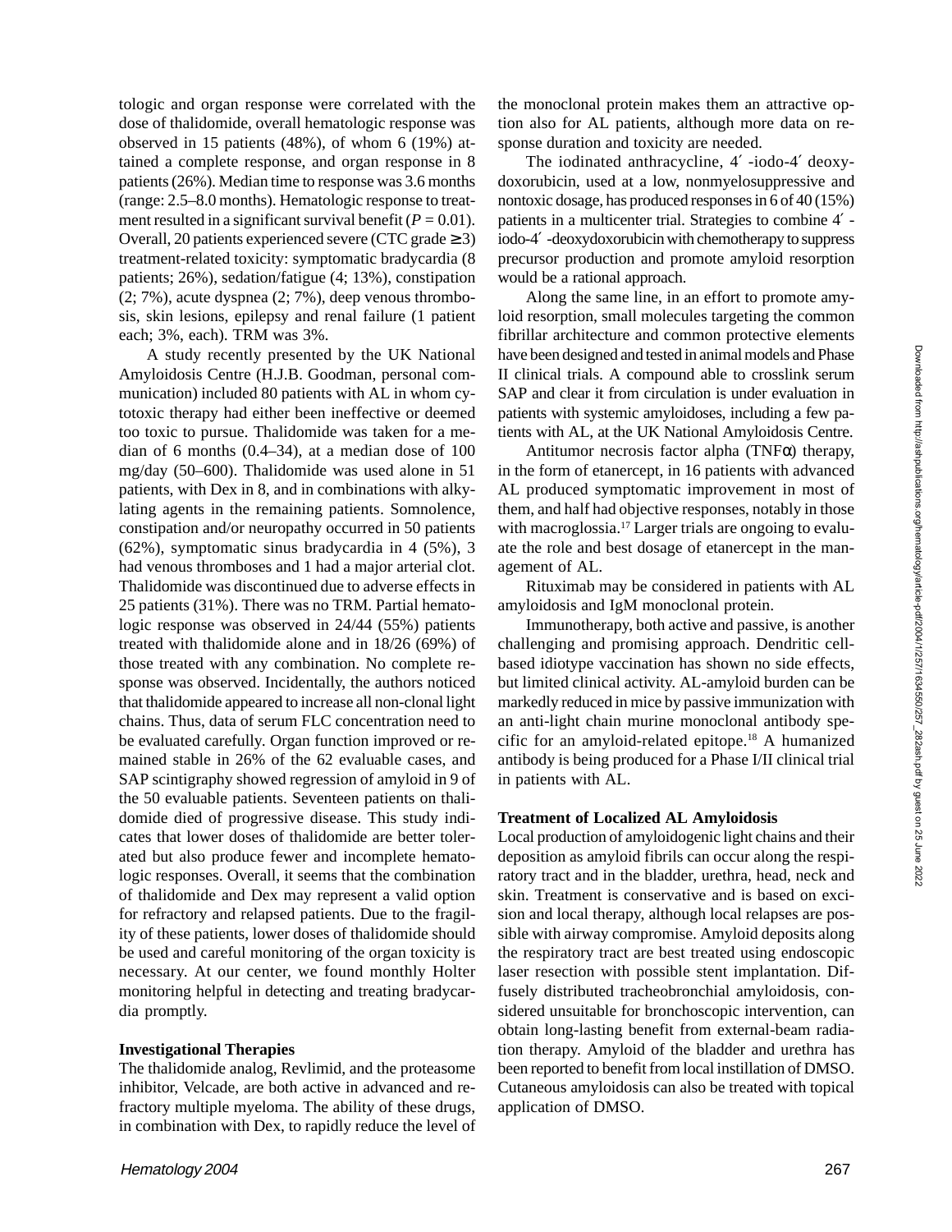tologic and organ response were correlated with the dose of thalidomide, overall hematologic response was observed in 15 patients (48%), of whom 6 (19%) attained a complete response, and organ response in 8 patients (26%). Median time to response was 3.6 months (range: 2.5–8.0 months). Hematologic response to treatment resulted in a significant survival benefit ($P = 0.01$). Overall, 20 patients experienced severe (CTC grade ≥ 3) treatment-related toxicity: symptomatic bradycardia (8 patients; 26%), sedation/fatigue (4; 13%), constipation (2; 7%), acute dyspnea (2; 7%), deep venous thrombosis, skin lesions, epilepsy and renal failure (1 patient each; 3%, each). TRM was 3%.

A study recently presented by the UK National Amyloidosis Centre (H.J.B. Goodman, personal communication) included 80 patients with AL in whom cytotoxic therapy had either been ineffective or deemed too toxic to pursue. Thalidomide was taken for a median of 6 months (0.4–34), at a median dose of 100 mg/day (50–600). Thalidomide was used alone in 51 patients, with Dex in 8, and in combinations with alkylating agents in the remaining patients. Somnolence, constipation and/or neuropathy occurred in 50 patients (62%), symptomatic sinus bradycardia in 4 (5%), 3 had venous thromboses and 1 had a major arterial clot. Thalidomide was discontinued due to adverse effects in 25 patients (31%). There was no TRM. Partial hematologic response was observed in 24/44 (55%) patients treated with thalidomide alone and in 18/26 (69%) of those treated with any combination. No complete response was observed. Incidentally, the authors noticed that thalidomide appeared to increase all non-clonal light chains. Thus, data of serum FLC concentration need to be evaluated carefully. Organ function improved or remained stable in 26% of the 62 evaluable cases, and SAP scintigraphy showed regression of amyloid in 9 of the 50 evaluable patients. Seventeen patients on thalidomide died of progressive disease. This study indicates that lower doses of thalidomide are better tolerated but also produce fewer and incomplete hematologic responses. Overall, it seems that the combination of thalidomide and Dex may represent a valid option for refractory and relapsed patients. Due to the fragility of these patients, lower doses of thalidomide should be used and careful monitoring of the organ toxicity is necessary. At our center, we found monthly Holter monitoring helpful in detecting and treating bradycardia promptly.

### Investigational Therapies

The thalidomide analog, Revlimid, and the proteasome inhibitor, Velcade, are both active in advanced and refractory multiple myeloma. The ability of these drugs, in combination with Dex, to rapidly reduce the level of the monoclonal protein makes them an attractive option also for AL patients, although more data on response duration and toxicity are needed.

The iodinated anthracycline, 4′-iodo-4′ deoxydoxorubicin, used at a low, nonmyelosuppressive and nontoxic dosage, has produced responses in 6 of 40 (15%) patients in a multicenter trial. Strategies to combine 4′-iodo-4′-deoxydoxorubicin with chemotherapy to suppress precursor production and promote amyloid resorption would be a rational approach.

Along the same line, in an effort to promote amyloid resorption, small molecules targeting the common fibrillar architecture and common protective elements have been designed and tested in animal models and Phase II clinical trials. A compound able to crosslink serum SAP and clear it from circulation is under evaluation in patients with systemic amyloidoses, including a few patients with AL, at the UK National Amyloidosis Centre.

Antitumor necrosis factor alpha (TNFα) therapy, in the form of etanercept, in 16 patients with advanced AL produced symptomatic improvement in most of them, and half had objective responses, notably in those with macroglossia.[17] Larger trials are ongoing to evaluate the role and best dosage of etanercept in the management of AL.

Rituximab may be considered in patients with AL amyloidosis and IgM monoclonal protein.

Immunotherapy, both active and passive, is another challenging and promising approach. Dendritic cell-based idiotype vaccination has shown no side effects, but limited clinical activity. AL-amyloid burden can be markedly reduced in mice by passive immunization with an anti-light chain murine monoclonal antibody specific for an amyloid-related epitope.[18] A humanized antibody is being produced for a Phase I/II clinical trial in patients with AL.

### Treatment of Localized AL Amyloidosis

Local production of amyloidogenic light chains and their deposition as amyloid fibrils can occur along the respiratory tract and in the bladder, urethra, head, neck and skin. Treatment is conservative and is based on excision and local therapy, although local relapses are possible with airway compromise. Amyloid deposits along the respiratory tract are best treated using endoscopic laser resection with possible stent implantation. Diffusely distributed tracheobronchial amyloidosis, considered unsuitable for bronchoscopic intervention, can obtain long-lasting benefit from external-beam radiation therapy. Amyloid of the bladder and urethra has been reported to benefit from local instillation of DMSO. Cutaneous amyloidosis can also be treated with topical application of DMSO.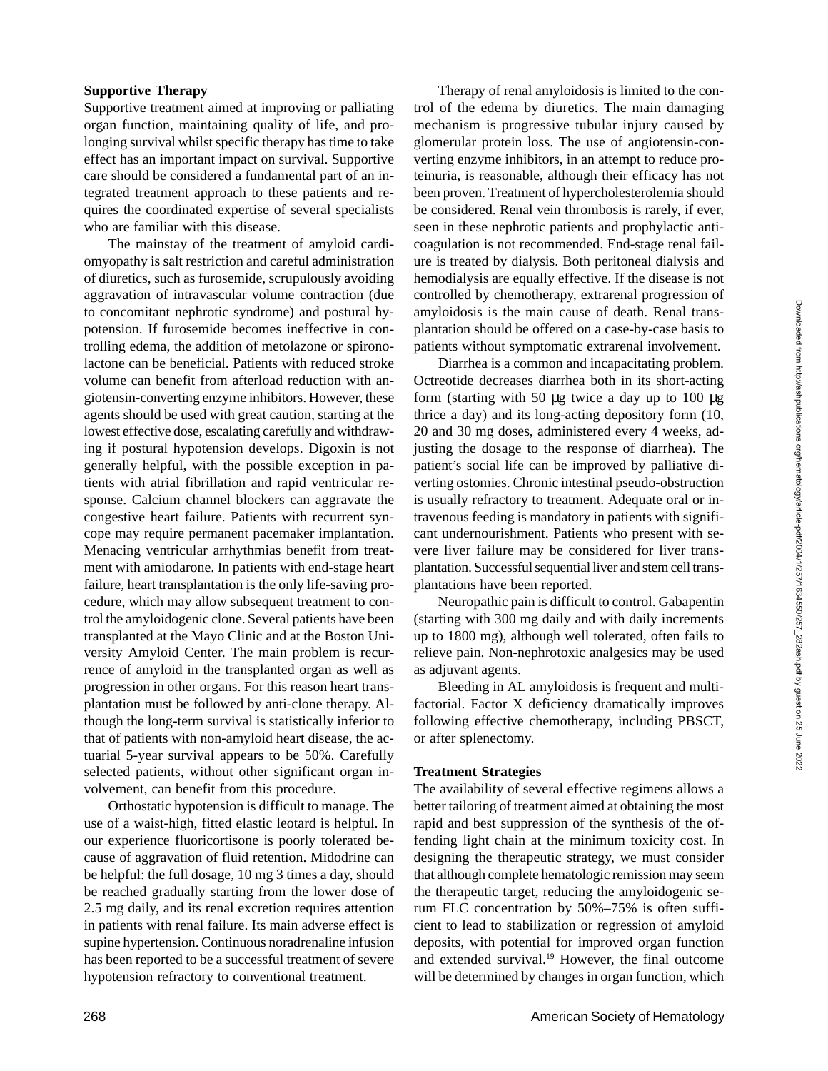### Supportive Therapy

Supportive treatment aimed at improving or palliating organ function, maintaining quality of life, and prolonging survival whilst specific therapy has time to take effect has an important impact on survival. Supportive care should be considered a fundamental part of an integrated treatment approach to these patients and requires the coordinated expertise of several specialists who are familiar with this disease.

The mainstay of the treatment of amyloid cardiomyopathy is salt restriction and careful administration of diuretics, such as furosemide, scrupulously avoiding aggravation of intravascular volume contraction (due to concomitant nephrotic syndrome) and postural hypotension. If furosemide becomes ineffective in controlling edema, the addition of metolazone or spironolactone can be beneficial. Patients with reduced stroke volume can benefit from afterload reduction with angiotensin-converting enzyme inhibitors. However, these agents should be used with great caution, starting at the lowest effective dose, escalating carefully and withdrawing if postural hypotension develops. Digoxin is not generally helpful, with the possible exception in patients with atrial fibrillation and rapid ventricular response. Calcium channel blockers can aggravate the congestive heart failure. Patients with recurrent syncope may require permanent pacemaker implantation. Menacing ventricular arrhythmias benefit from treatment with amiodarone. In patients with end-stage heart failure, heart transplantation is the only life-saving procedure, which may allow subsequent treatment to control the amyloidogenic clone. Several patients have been transplanted at the Mayo Clinic and at the Boston University Amyloid Center. The main problem is recurrence of amyloid in the transplanted organ as well as progression in other organs. For this reason heart transplantation must be followed by anti-clone therapy. Although the long-term survival is statistically inferior to that of patients with non-amyloid heart disease, the actuarial 5-year survival appears to be 50%. Carefully selected patients, without other significant organ involvement, can benefit from this procedure.

Orthostatic hypotension is difficult to manage. The use of a waist-high, fitted elastic leotard is helpful. In our experience fluoricortisone is poorly tolerated because of aggravation of fluid retention. Midodrine can be helpful: the full dosage, 10 mg 3 times a day, should be reached gradually starting from the lower dose of 2.5 mg daily, and its renal excretion requires attention in patients with renal failure. Its main adverse effect is supine hypertension. Continuous noradrenaline infusion has been reported to be a successful treatment of severe hypotension refractory to conventional treatment.

Therapy of renal amyloidosis is limited to the control of the edema by diuretics. The main damaging mechanism is progressive tubular injury caused by glomerular protein loss. The use of angiotensin-converting enzyme inhibitors, in an attempt to reduce proteinuria, is reasonable, although their efficacy has not been proven. Treatment of hypercholesterolemia should be considered. Renal vein thrombosis is rarely, if ever, seen in these nephrotic patients and prophylactic anticoagulation is not recommended. End-stage renal failure is treated by dialysis. Both peritoneal dialysis and hemodialysis are equally effective. If the disease is not controlled by chemotherapy, extrarenal progression of amyloidosis is the main cause of death. Renal transplantation should be offered on a case-by-case basis to patients without symptomatic extrarenal involvement.

Diarrhea is a common and incapacitating problem. Octreotide decreases diarrhea both in its short-acting form (starting with 50 μg twice a day up to 100 μg thrice a day) and its long-acting depository form (10, 20 and 30 mg doses, administered every 4 weeks, adjusting the dosage to the response of diarrhea). The patient's social life can be improved by palliative diverting ostomies. Chronic intestinal pseudo-obstruction is usually refractory to treatment. Adequate oral or intravenous feeding is mandatory in patients with significant undernourishment. Patients who present with severe liver failure may be considered for liver transplantation. Successful sequential liver and stem cell transplantations have been reported.

Neuropathic pain is difficult to control. Gabapentin (starting with 300 mg daily and with daily increments up to 1800 mg), although well tolerated, often fails to relieve pain. Non-nephrotoxic analgesics may be used as adjuvant agents.

Bleeding in AL amyloidosis is frequent and multifactorial. Factor X deficiency dramatically improves following effective chemotherapy, including PBSCT, or after splenectomy.

### Treatment Strategies

The availability of several effective regimens allows a better tailoring of treatment aimed at obtaining the most rapid and best suppression of the synthesis of the offending light chain at the minimum toxicity cost. In designing the therapeutic strategy, we must consider that although complete hematologic remission may seem the therapeutic target, reducing the amyloidogenic serum FLC concentration by 50%–75% is often sufficient to lead to stabilization or regression of amyloid deposits, with potential for improved organ function and extended survival.[19] However, the final outcome will be determined by changes in organ function, which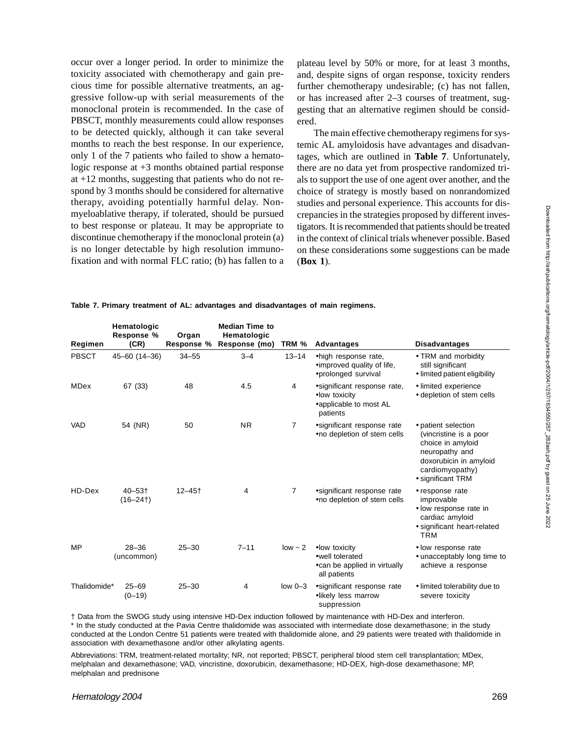occur over a longer period. In order to minimize the toxicity associated with chemotherapy and gain precious time for possible alternative treatments, an aggressive follow-up with serial measurements of the monoclonal protein is recommended. In the case of PBSCT, monthly measurements could allow responses to be detected quickly, although it can take several months to reach the best response. In our experience, only 1 of the 7 patients who failed to show a hematologic response at +3 months obtained partial response at +12 months, suggesting that patients who do not respond by 3 months should be considered for alternative therapy, avoiding potentially harmful delay. Nonmyeloablative therapy, if tolerated, should be pursued to best response or plateau. It may be appropriate to discontinue chemotherapy if the monoclonal protein (a) is no longer detectable by high resolution immunofixation and with normal FLC ratio; (b) has fallen to a plateau level by 50% or more, for at least 3 months, and, despite signs of organ response, toxicity renders further chemotherapy undesirable; (c) has not fallen, or has increased after 2–3 courses of treatment, suggesting that an alternative regimen should be considered.

The main effective chemotherapy regimens for systemic AL amyloidosis have advantages and disadvantages, which are outlined in **Table 7**. Unfortunately, there are no data yet from prospective randomized trials to support the use of one agent over another, and the choice of strategy is mostly based on nonrandomized studies and personal experience. This accounts for discrepancies in the strategies proposed by different investigators. It is recommended that patients should be treated in the context of clinical trials whenever possible. Based on these considerations some suggestions can be made (**Box 1**).

**Table 7. Primary treatment of AL: advantages and disadvantages of main regimens.**

| Regimen | Hematologic Response % (CR) | Organ Response % | Median Time to Hematologic Response (mo) | TRM % | Advantages | Disadvantages |
|---|---|---|---|---|---|---|
| PBSCT | 45–60 (14–36) | 34–55 | 3–4 | 13–14 | •high response rate, •improved quality of life, •prolonged survival | • TRM and morbidity still significant • limited patient eligibility |
| MDex | 67 (33) | 48 | 4.5 | 4 | •significant response rate, •low toxicity •applicable to most AL patients | • limited experience • depletion of stem cells |
| VAD | 54 (NR) | 50 | NR | 7 | •significant response rate •no depletion of stem cells | • patient selection (vincristine is a poor choice in amyloid neuropathy and doxorubicin in amyloid cardiomyopathy) • significant TRM |
| HD-Dex | 40–53† (16–24†) | 12–45† | 4 | 7 | •significant response rate •no depletion of stem cells | • response rate improvable • low response rate in cardiac amyloid • significant heart-related TRM |
| MP | 28–36 (uncommon) | 25–30 | 7–11 | low ~ 2 | •low toxicity •well tolerated •can be applied in virtually all patients | • low response rate • unacceptably long time to achieve a response |
| Thalidomide* | 25–69 (0–19) | 25–30 | 4 | low 0–3 | •significant response rate •likely less marrow suppression | • limited tolerability due to severe toxicity |

† Data from the SWOG study using intensive HD-Dex induction followed by maintenance with HD-Dex and interferon.
\* In the study conducted at the Pavia Centre thalidomide was associated with intermediate dose dexamethasone; in the study conducted at the London Centre 51 patients were treated with thalidomide alone, and 29 patients were treated with thalidomide in association with dexamethasone and/or other alkylating agents.

Abbreviations: TRM, treatment-related mortality; NR, not reported; PBSCT, peripheral blood stem cell transplantation; MDex, melphalan and dexamethasone; VAD, vincristine, doxorubicin, dexamethasone; HD-DEX, high-dose dexamethasone; MP, melphalan and prednisone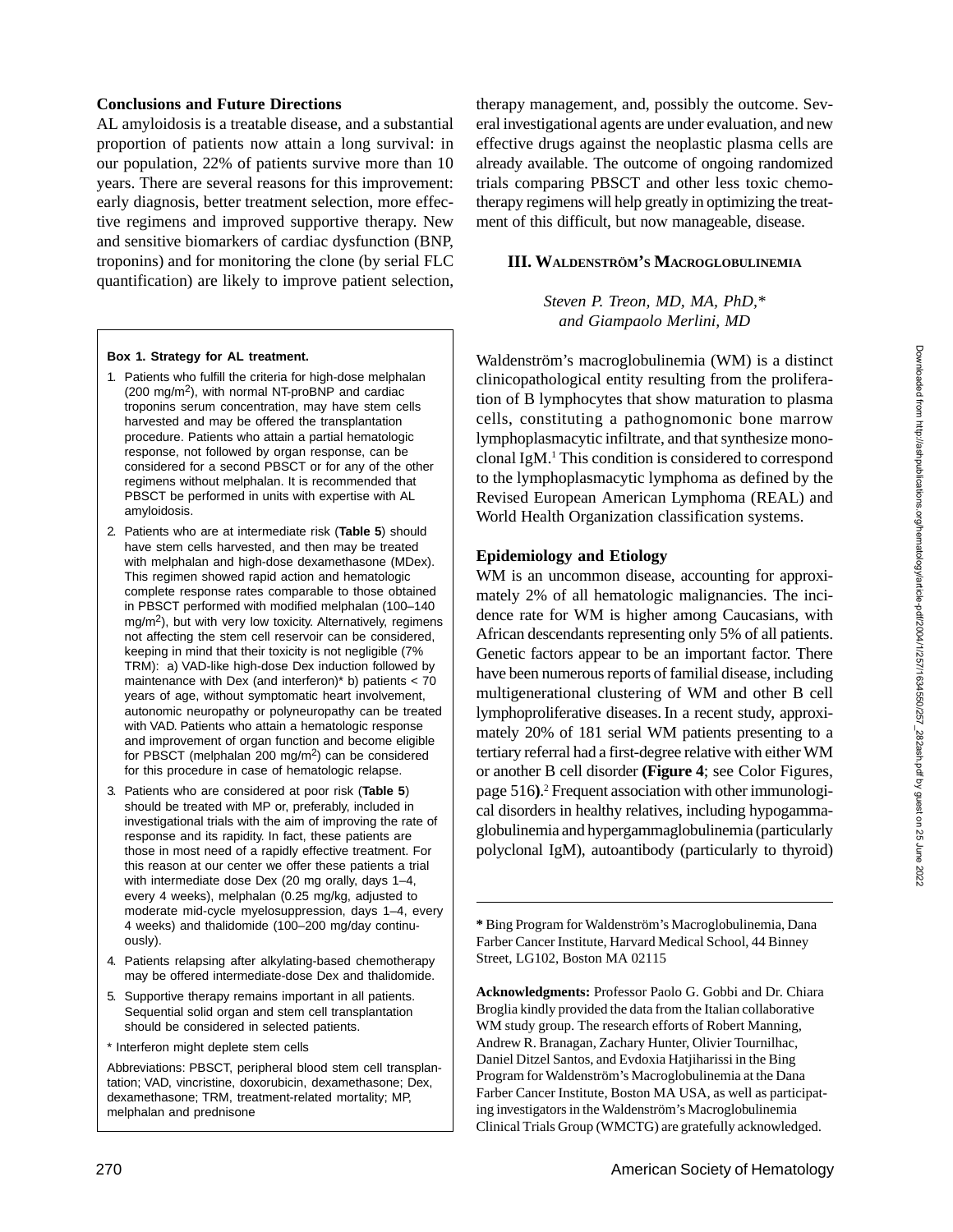### Conclusions and Future Directions

AL amyloidosis is a treatable disease, and a substantial proportion of patients now attain a long survival: in our population, 22% of patients survive more than 10 years. There are several reasons for this improvement: early diagnosis, better treatment selection, more effective regimens and improved supportive therapy. New and sensitive biomarkers of cardiac dysfunction (BNP, troponins) and for monitoring the clone (by serial FLC quantification) are likely to improve patient selection, therapy management, and, possibly the outcome. Several investigational agents are under evaluation, and new effective drugs against the neoplastic plasma cells are already available. The outcome of ongoing randomized trials comparing PBSCT and other less toxic chemotherapy regimens will help greatly in optimizing the treatment of this difficult, but now manageable, disease.

**Box 1. Strategy for AL treatment.**

1. Patients who fulfill the criteria for high-dose melphalan (200 mg/m$^2$), with normal NT-proBNP and cardiac troponins serum concentration, may have stem cells harvested and may be offered the transplantation procedure. Patients who attain a partial hematologic response, not followed by organ response, can be considered for a second PBSCT or for any of the other regimens without melphalan. It is recommended that PBSCT be performed in units with expertise with AL amyloidosis.
2. Patients who are at intermediate risk (**Table 5**) should have stem cells harvested, and then may be treated with melphalan and high-dose dexamethasone (MDex). This regimen showed rapid action and hematologic complete response rates comparable to those obtained in PBSCT performed with modified melphalan (100–140 mg/m$^2$), but with very low toxicity. Alternatively, regimens not affecting the stem cell reservoir can be considered, keeping in mind that their toxicity is not negligible (7% TRM): a) VAD-like high-dose Dex induction followed by maintenance with Dex (and interferon)* b) patients < 70 years of age, without symptomatic heart involvement, autonomic neuropathy or polyneuropathy can be treated with VAD. Patients who attain a hematologic response and improvement of organ function and become eligible for PBSCT (melphalan 200 mg/m$^2$) can be considered for this procedure in case of hematologic relapse.
3. Patients who are considered at poor risk (**Table 5**) should be treated with MP or, preferably, included in investigational trials with the aim of improving the rate of response and its rapidity. In fact, these patients are those in most need of a rapidly effective treatment. For this reason at our center we offer these patients a trial with intermediate dose Dex (20 mg orally, days 1–4, every 4 weeks), melphalan (0.25 mg/kg, adjusted to moderate mid-cycle myelosuppression, days 1–4, every 4 weeks) and thalidomide (100–200 mg/day continuously).
4. Patients relapsing after alkylating-based chemotherapy may be offered intermediate-dose Dex and thalidomide.
5. Supportive therapy remains important in all patients. Sequential solid organ and stem cell transplantation should be considered in selected patients.

\* Interferon might deplete stem cells

Abbreviations: PBSCT, peripheral blood stem cell transplantation; VAD, vincristine, doxorubicin, dexamethasone; Dex, dexamethasone; TRM, treatment-related mortality; MP, melphalan and prednisone

## III. Waldenström's Macroglobulinemia

*Steven P. Treon, MD, MA, PhD,\* and Giampaolo Merlini, MD*

Waldenström's macroglobulinemia (WM) is a distinct clinicopathological entity resulting from the proliferation of B lymphocytes that show maturation to plasma cells, constituting a pathognomonic bone marrow lymphoplasmacytic infiltrate, and that synthesize monoclonal IgM.[1] This condition is considered to correspond to the lymphoplasmacytic lymphoma as defined by the Revised European American Lymphoma (REAL) and World Health Organization classification systems.

### Epidemiology and Etiology

WM is an uncommon disease, accounting for approximately 2% of all hematologic malignancies. The incidence rate for WM is higher among Caucasians, with African descendants representing only 5% of all patients. Genetic factors appear to be an important factor. There have been numerous reports of familial disease, including multigenerational clustering of WM and other B cell lymphoproliferative diseases. In a recent study, approximately 20% of 181 serial WM patients presenting to a tertiary referral had a first-degree relative with either WM or another B cell disorder **(Figure 4**; see Color Figures, page 516**)**.[2] Frequent association with other immunological disorders in healthy relatives, including hypogammaglobulinemia and hypergammaglobulinemia (particularly polyclonal IgM), autoantibody (particularly to thyroid)

**\*** Bing Program for Waldenström's Macroglobulinemia, Dana Farber Cancer Institute, Harvard Medical School, 44 Binney Street, LG102, Boston MA 02115

**Acknowledgments:** Professor Paolo G. Gobbi and Dr. Chiara Broglia kindly provided the data from the Italian collaborative WM study group. The research efforts of Robert Manning, Andrew R. Branagan, Zachary Hunter, Olivier Tournilhac, Daniel Ditzel Santos, and Evdoxia Hatjiharissi in the Bing Program for Waldenström's Macroglobulinemia at the Dana Farber Cancer Institute, Boston MA USA, as well as participating investigators in the Waldenström's Macroglobulinemia Clinical Trials Group (WMCTG) are gratefully acknowledged.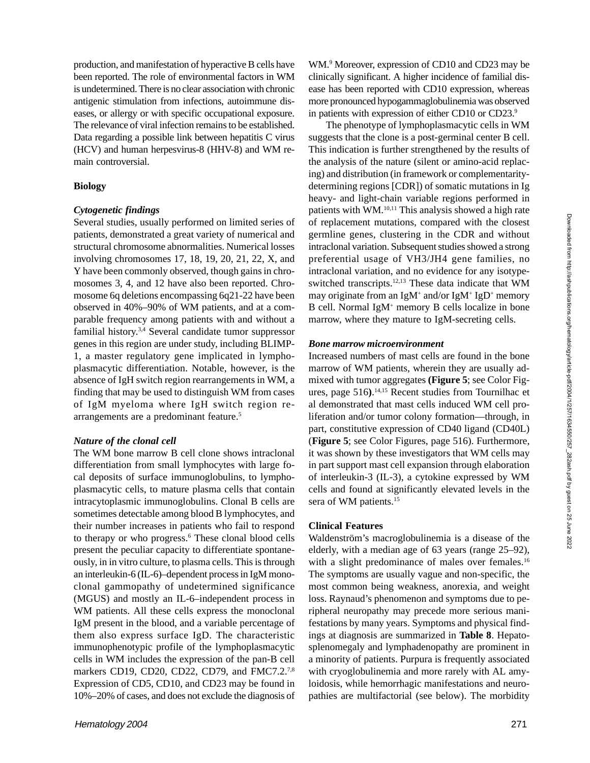production, and manifestation of hyperactive B cells have been reported. The role of environmental factors in WM is undetermined. There is no clear association with chronic antigenic stimulation from infections, autoimmune diseases, or allergy or with specific occupational exposure. The relevance of viral infection remains to be established. Data regarding a possible link between hepatitis C virus (HCV) and human herpesvirus-8 (HHV-8) and WM remain controversial.

## Biology

### *Cytogenetic findings*

Several studies, usually performed on limited series of patients, demonstrated a great variety of numerical and structural chromosome abnormalities. Numerical losses involving chromosomes 17, 18, 19, 20, 21, 22, X, and Y have been commonly observed, though gains in chromosomes 3, 4, and 12 have also been reported. Chromosome 6q deletions encompassing 6q21-22 have been observed in 40%–90% of WM patients, and at a comparable frequency among patients with and without a familial history.[3,4] Several candidate tumor suppressor genes in this region are under study, including BLIMP-1, a master regulatory gene implicated in lymphoplasmacytic differentiation. Notable, however, is the absence of IgH switch region rearrangements in WM, a finding that may be used to distinguish WM from cases of IgM myeloma where IgH switch region rearrangements are a predominant feature.[5]

### *Nature of the clonal cell*

The WM bone marrow B cell clone shows intraclonal differentiation from small lymphocytes with large focal deposits of surface immunoglobulins, to lymphoplasmacytic cells, to mature plasma cells that contain intracytoplasmic immunoglobulins. Clonal B cells are sometimes detectable among blood B lymphocytes, and their number increases in patients who fail to respond to therapy or who progress.[6] These clonal blood cells present the peculiar capacity to differentiate spontaneously, in in vitro culture, to plasma cells. This is through an interleukin-6 (IL-6)–dependent process in IgM monoclonal gammopathy of undetermined significance (MGUS) and mostly an IL-6–independent process in WM patients. All these cells express the monoclonal IgM present in the blood, and a variable percentage of them also express surface IgD. The characteristic immunophenotypic profile of the lymphoplasmacytic cells in WM includes the expression of the pan-B cell markers CD19, CD20, CD22, CD79, and FMC7.2.[7,8] Expression of CD5, CD10, and CD23 may be found in 10%–20% of cases, and does not exclude the diagnosis of WM.[9] Moreover, expression of CD10 and CD23 may be clinically significant. A higher incidence of familial disease has been reported with CD10 expression, whereas more pronounced hypogammaglobulinemia was observed in patients with expression of either CD10 or CD23.[9]

The phenotype of lymphoplasmacytic cells in WM suggests that the clone is a post-germinal center B cell. This indication is further strengthened by the results of the analysis of the nature (silent or amino-acid replacing) and distribution (in framework or complementarity-determining regions [CDR]) of somatic mutations in Ig heavy- and light-chain variable regions performed in patients with WM.[10,11] This analysis showed a high rate of replacement mutations, compared with the closest germline genes, clustering in the CDR and without intraclonal variation. Subsequent studies showed a strong preferential usage of VH3/JH4 gene families, no intraclonal variation, and no evidence for any isotype-switched transcripts.[12,13] These data indicate that WM may originate from an $IgM^+$ and/or $IgM^+$ $IgD^+$ memory B cell. Normal $IgM^+$ memory B cells localize in bone marrow, where they mature to IgM-secreting cells.

### *Bone marrow microenvironment*

Increased numbers of mast cells are found in the bone marrow of WM patients, wherein they are usually admixed with tumor aggregates **(Figure 5**; see Color Figures, page 516**)**.[14,15] Recent studies from Tournilhac et al demonstrated that mast cells induced WM cell proliferation and/or tumor colony formation—through, in part, constitutive expression of CD40 ligand (CD40L) (**Figure 5**; see Color Figures, page 516). Furthermore, it was shown by these investigators that WM cells may in part support mast cell expansion through elaboration of interleukin-3 (IL-3), a cytokine expressed by WM cells and found at significantly elevated levels in the sera of WM patients.[15]

## Clinical Features

Waldenström's macroglobulinemia is a disease of the elderly, with a median age of 63 years (range 25–92), with a slight predominance of males over females.[16] The symptoms are usually vague and non-specific, the most common being weakness, anorexia, and weight loss. Raynaud's phenomenon and symptoms due to peripheral neuropathy may precede more serious manifestations by many years. Symptoms and physical findings at diagnosis are summarized in **Table 8**. Hepatosplenomegaly and lymphadenopathy are prominent in a minority of patients. Purpura is frequently associated with cryoglobulinemia and more rarely with AL amyloidosis, while hemorrhagic manifestations and neuropathies are multifactorial (see below). The morbidity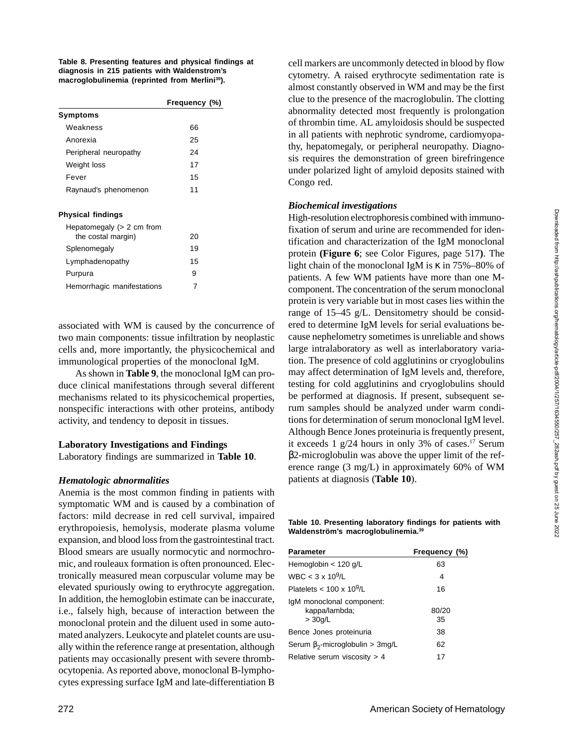**Table 8. Presenting features and physical findings at diagnosis in 215 patients with Waldenstrom's macroglobulinemia (reprinted from Merlini[39]).**

| | Frequency (%) |
|---|---|
| **Symptoms** | |
| Weakness | 66 |
| Anorexia | 25 |
| Peripheral neuropathy | 24 |
| Weight loss | 17 |
| Fever | 15 |
| Raynaud's phenomenon | 11 |
| **Physical findings** | |
| Hepatomegaly (> 2 cm from the costal margin) | 20 |
| Splenomegaly | 19 |
| Lymphadenopathy | 15 |
| Purpura | 9 |
| Hemorrhagic manifestations | 7 |

associated with WM is caused by the concurrence of two main components: tissue infiltration by neoplastic cells and, more importantly, the physicochemical and immunological properties of the monoclonal IgM.

As shown in **Table 9**, the monoclonal IgM can produce clinical manifestations through several different mechanisms related to its physicochemical properties, nonspecific interactions with other proteins, antibody activity, and tendency to deposit in tissues.

### Laboratory Investigations and Findings

Laboratory findings are summarized in **Table 10**.

#### *Hematologic abnormalities*

Anemia is the most common finding in patients with symptomatic WM and is caused by a combination of factors: mild decrease in red cell survival, impaired erythropoiesis, hemolysis, moderate plasma volume expansion, and blood loss from the gastrointestinal tract. Blood smears are usually normocytic and normochromic, and rouleaux formation is often pronounced. Electronically measured mean corpuscular volume may be elevated spuriously owing to erythrocyte aggregation. In addition, the hemoglobin estimate can be inaccurate, i.e., falsely high, because of interaction between the monoclonal protein and the diluent used in some automated analyzers. Leukocyte and platelet counts are usually within the reference range at presentation, although patients may occasionally present with severe thrombocytopenia. As reported above, monoclonal B-lymphocytes expressing surface IgM and late-differentiation B cell markers are uncommonly detected in blood by flow cytometry. A raised erythrocyte sedimentation rate is almost constantly observed in WM and may be the first clue to the presence of the macroglobulin. The clotting abnormality detected most frequently is prolongation of thrombin time. AL amyloidosis should be suspected in all patients with nephrotic syndrome, cardiomyopathy, hepatomegaly, or peripheral neuropathy. Diagnosis requires the demonstration of green birefringence under polarized light of amyloid deposits stained with Congo red.

#### *Biochemical investigations*

High-resolution electrophoresis combined with immunofixation of serum and urine are recommended for identification and characterization of the IgM monoclonal protein **(Figure 6**; see Color Figures, page 517**)**. The light chain of the monoclonal IgM is κ in 75%–80% of patients. A few WM patients have more than one M-component. The concentration of the serum monoclonal protein is very variable but in most cases lies within the range of 15–45 g/L. Densitometry should be considered to determine IgM levels for serial evaluations because nephelometry sometimes is unreliable and shows large intralaboratory as well as interlaboratory variation. The presence of cold agglutinins or cryoglobulins may affect determination of IgM levels and, therefore, testing for cold agglutinins and cryoglobulins should be performed at diagnosis. If present, subsequent serum samples should be analyzed under warm conditions for determination of serum monoclonal IgM level. Although Bence Jones proteinuria is frequently present, it exceeds 1 g/24 hours in only 3% of cases.[17] Serum β2-microglobulin was above the upper limit of the reference range (3 mg/L) in approximately 60% of WM patients at diagnosis (**Table 10**).

**Table 10. Presenting laboratory findings for patients with Waldenström's macroglobulinemia.[39]**

| Parameter | Frequency (%) |
|---|---|
| Hemoglobin < 120 g/L | 63 |
| WBC < 3 x $10^9$/L | 4 |
| Platelets < 100 x $10^9$/L | 16 |
| IgM monoclonal component: kappa/lambda; | 80/20 |
| > 30g/L | 35 |
| Bence Jones proteinuria | 38 |
| Serum $\beta_2$-microglobulin > 3mg/L | 62 |
| Relative serum viscosity > 4 | 17 |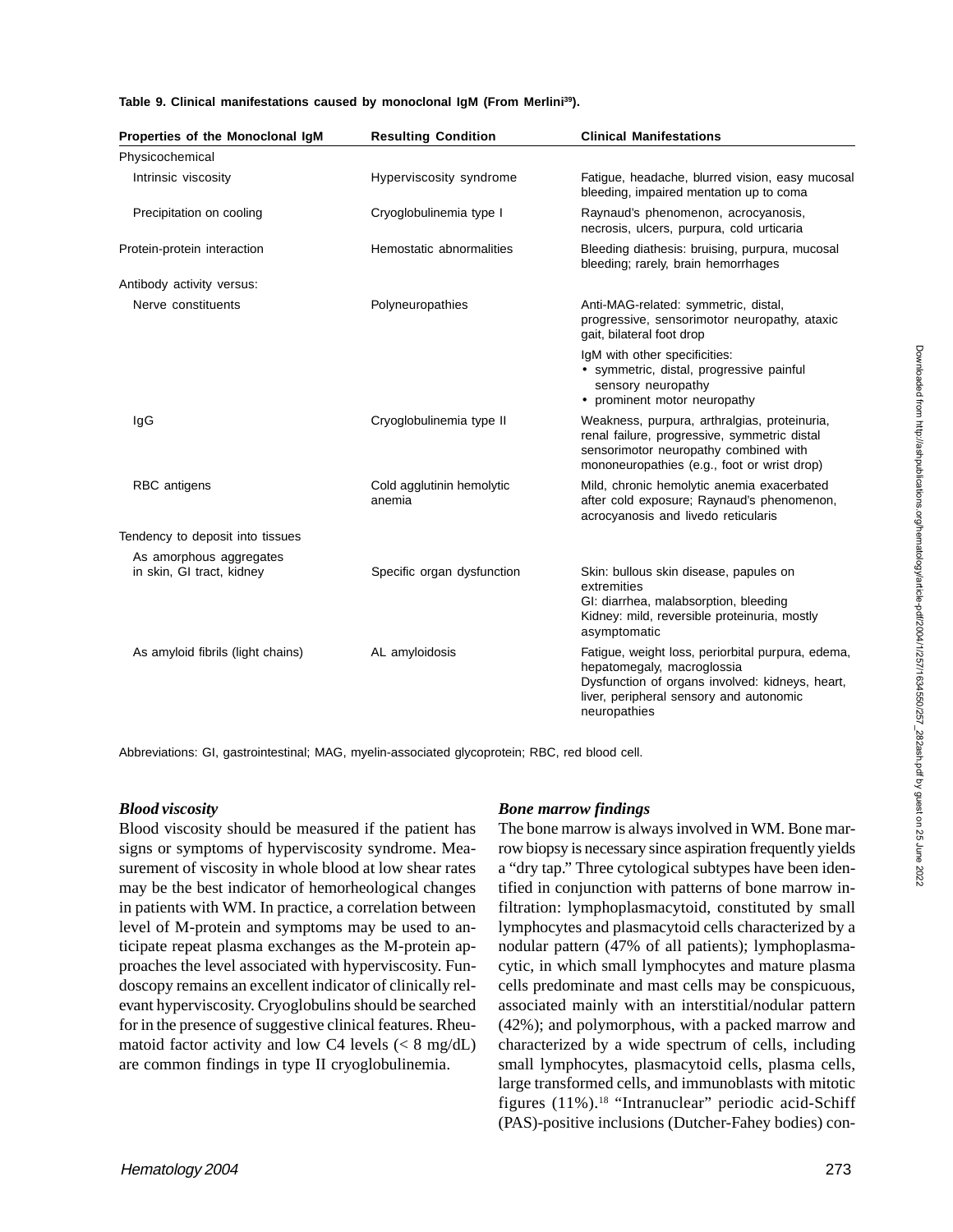**Table 9. Clinical manifestations caused by monoclonal IgM (From Merlini[39]).**

| Properties of the Monoclonal IgM | Resulting Condition | Clinical Manifestations |
|---|---|---|
| Physicochemical | | |
| Intrinsic viscosity | Hyperviscosity syndrome | Fatigue, headache, blurred vision, easy mucosal bleeding, impaired mentation up to coma |
| Precipitation on cooling | Cryoglobulinemia type I | Raynaud's phenomenon, acrocyanosis, necrosis, ulcers, purpura, cold urticaria |
| Protein-protein interaction | Hemostatic abnormalities | Bleeding diathesis: bruising, purpura, mucosal bleeding; rarely, brain hemorrhages |
| Antibody activity versus: | | |
| Nerve constituents | Polyneuropathies | Anti-MAG-related: symmetric, distal, progressive, sensorimotor neuropathy, ataxic gait, bilateral foot drop |
| | | IgM with other specificities: • symmetric, distal, progressive painful sensory neuropathy • prominent motor neuropathy |
| IgG | Cryoglobulinemia type II | Weakness, purpura, arthralgias, proteinuria, renal failure, progressive, symmetric distal sensorimotor neuropathy combined with mononeuropathies (e.g., foot or wrist drop) |
| RBC antigens | Cold agglutinin hemolytic anemia | Mild, chronic hemolytic anemia exacerbated after cold exposure; Raynaud's phenomenon, acrocyanosis and livedo reticularis |
| Tendency to deposit into tissues | | |
| As amorphous aggregates in skin, GI tract, kidney | Specific organ dysfunction | Skin: bullous skin disease, papules on extremities GI: diarrhea, malabsorption, bleeding Kidney: mild, reversible proteinuria, mostly asymptomatic |
| As amyloid fibrils (light chains) | AL amyloidosis | Fatigue, weight loss, periorbital purpura, edema, hepatomegaly, macroglossia Dysfunction of organs involved: kidneys, heart, liver, peripheral sensory and autonomic neuropathies |

Abbreviations: GI, gastrointestinal; MAG, myelin-associated glycoprotein; RBC, red blood cell.

***Blood viscosity***

Blood viscosity should be measured if the patient has signs or symptoms of hyperviscosity syndrome. Measurement of viscosity in whole blood at low shear rates may be the best indicator of hemorheological changes in patients with WM. In practice, a correlation between level of M-protein and symptoms may be used to anticipate repeat plasma exchanges as the M-protein approaches the level associated with hyperviscosity. Fundoscopy remains an excellent indicator of clinically relevant hyperviscosity. Cryoglobulins should be searched for in the presence of suggestive clinical features. Rheumatoid factor activity and low C4 levels (< 8 mg/dL) are common findings in type II cryoglobulinemia.

***Bone marrow findings***

The bone marrow is always involved in WM. Bone marrow biopsy is necessary since aspiration frequently yields a "dry tap." Three cytological subtypes have been identified in conjunction with patterns of bone marrow infiltration: lymphoplasmacytoid, constituted by small lymphocytes and plasmacytoid cells characterized by a nodular pattern (47% of all patients); lymphoplasmacytic, in which small lymphocytes and mature plasma cells predominate and mast cells may be conspicuous, associated mainly with an interstitial/nodular pattern (42%); and polymorphous, with a packed marrow and characterized by a wide spectrum of cells, including small lymphocytes, plasmacytoid cells, plasma cells, large transformed cells, and immunoblasts with mitotic figures (11%).[18] "Intranuclear" periodic acid-Schiff (PAS)-positive inclusions (Dutcher-Fahey bodies) con-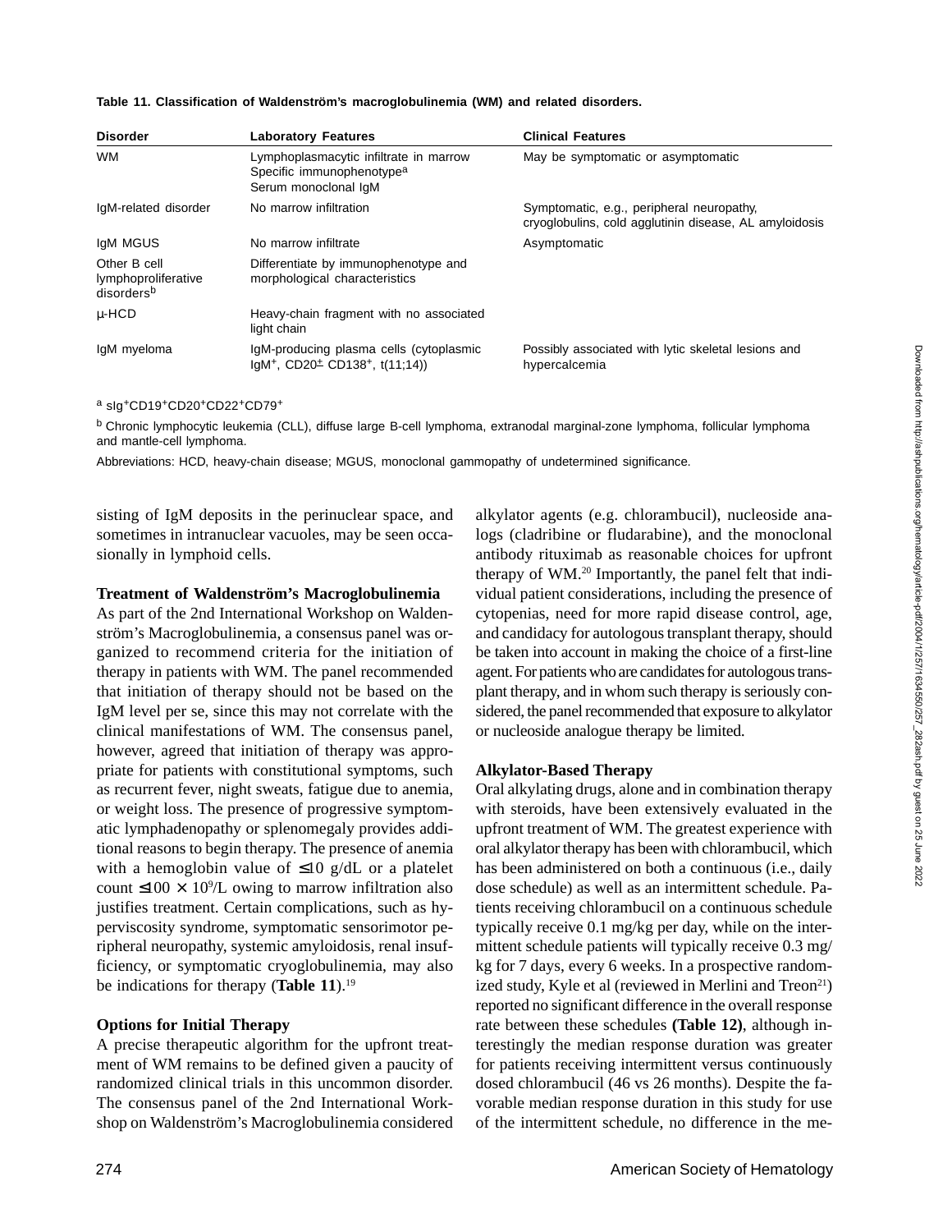**Table 11. Classification of Waldenström's macroglobulinemia (WM) and related disorders.**

| Disorder | Laboratory Features | Clinical Features |
|---|---|---|
| WM | Lymphoplasmacytic infiltrate in marrow<br>Specific immunophenotype[a]<br>Serum monoclonal IgM | May be symptomatic or asymptomatic |
| IgM-related disorder | No marrow infiltration | Symptomatic, e.g., peripheral neuropathy, cryoglobulins, cold agglutinin disease, AL amyloidosis |
| IgM MGUS | No marrow infiltrate | Asymptomatic |
| Other B cell lymphoproliferative disorders[b] | Differentiate by immunophenotype and morphological characteristics | |
| μ-HCD | Heavy-chain fragment with no associated light chain | |
| IgM myeloma | IgM-producing plasma cells (cytoplasmic $IgM^{+}$, $CD20^{\pm}$ $CD138^{+}$, t(11;14)) | Possibly associated with lytic skeletal lesions and hypercalcemia |

[a] $sIg^{+}CD19^{+}CD20^{+}CD22^{+}CD79^{+}$

[b] Chronic lymphocytic leukemia (CLL), diffuse large B-cell lymphoma, extranodal marginal-zone lymphoma, follicular lymphoma and mantle-cell lymphoma.

Abbreviations: HCD, heavy-chain disease; MGUS, monoclonal gammopathy of undetermined significance.

sisting of IgM deposits in the perinuclear space, and sometimes in intranuclear vacuoles, may be seen occasionally in lymphoid cells.

### Treatment of Waldenström's Macroglobulinemia

As part of the 2nd International Workshop on Waldenström's Macroglobulinemia, a consensus panel was organized to recommend criteria for the initiation of therapy in patients with WM. The panel recommended that initiation of therapy should not be based on the IgM level per se, since this may not correlate with the clinical manifestations of WM. The consensus panel, however, agreed that initiation of therapy was appropriate for patients with constitutional symptoms, such as recurrent fever, night sweats, fatigue due to anemia, or weight loss. The presence of progressive symptomatic lymphadenopathy or splenomegaly provides additional reasons to begin therapy. The presence of anemia with a hemoglobin value of ≤10 g/dL or a platelet count $\leq 100 \times 10^9$/L owing to marrow infiltration also justifies treatment. Certain complications, such as hyperviscosity syndrome, symptomatic sensorimotor peripheral neuropathy, systemic amyloidosis, renal insufficiency, or symptomatic cryoglobulinemia, may also be indications for therapy (**Table 11**).[19]

### Options for Initial Therapy

A precise therapeutic algorithm for the upfront treatment of WM remains to be defined given a paucity of randomized clinical trials in this uncommon disorder. The consensus panel of the 2nd International Workshop on Waldenström's Macroglobulinemia considered alkylator agents (e.g. chlorambucil), nucleoside analogs (cladribine or fludarabine), and the monoclonal antibody rituximab as reasonable choices for upfront therapy of WM.[20] Importantly, the panel felt that individual patient considerations, including the presence of cytopenias, need for more rapid disease control, age, and candidacy for autologous transplant therapy, should be taken into account in making the choice of a first-line agent. For patients who are candidates for autologous transplant therapy, and in whom such therapy is seriously considered, the panel recommended that exposure to alkylator or nucleoside analogue therapy be limited.

### Alkylator-Based Therapy

Oral alkylating drugs, alone and in combination therapy with steroids, have been extensively evaluated in the upfront treatment of WM. The greatest experience with oral alkylator therapy has been with chlorambucil, which has been administered on both a continuous (i.e., daily dose schedule) as well as an intermittent schedule. Patients receiving chlorambucil on a continuous schedule typically receive 0.1 mg/kg per day, while on the intermittent schedule patients will typically receive 0.3 mg/kg for 7 days, every 6 weeks. In a prospective randomized study, Kyle et al (reviewed in Merlini and Treon[21]) reported no significant difference in the overall response rate between these schedules **(Table 12)**, although interestingly the median response duration was greater for patients receiving intermittent versus continuously dosed chlorambucil (46 vs 26 months). Despite the favorable median response duration in this study for use of the intermittent schedule, no difference in the me-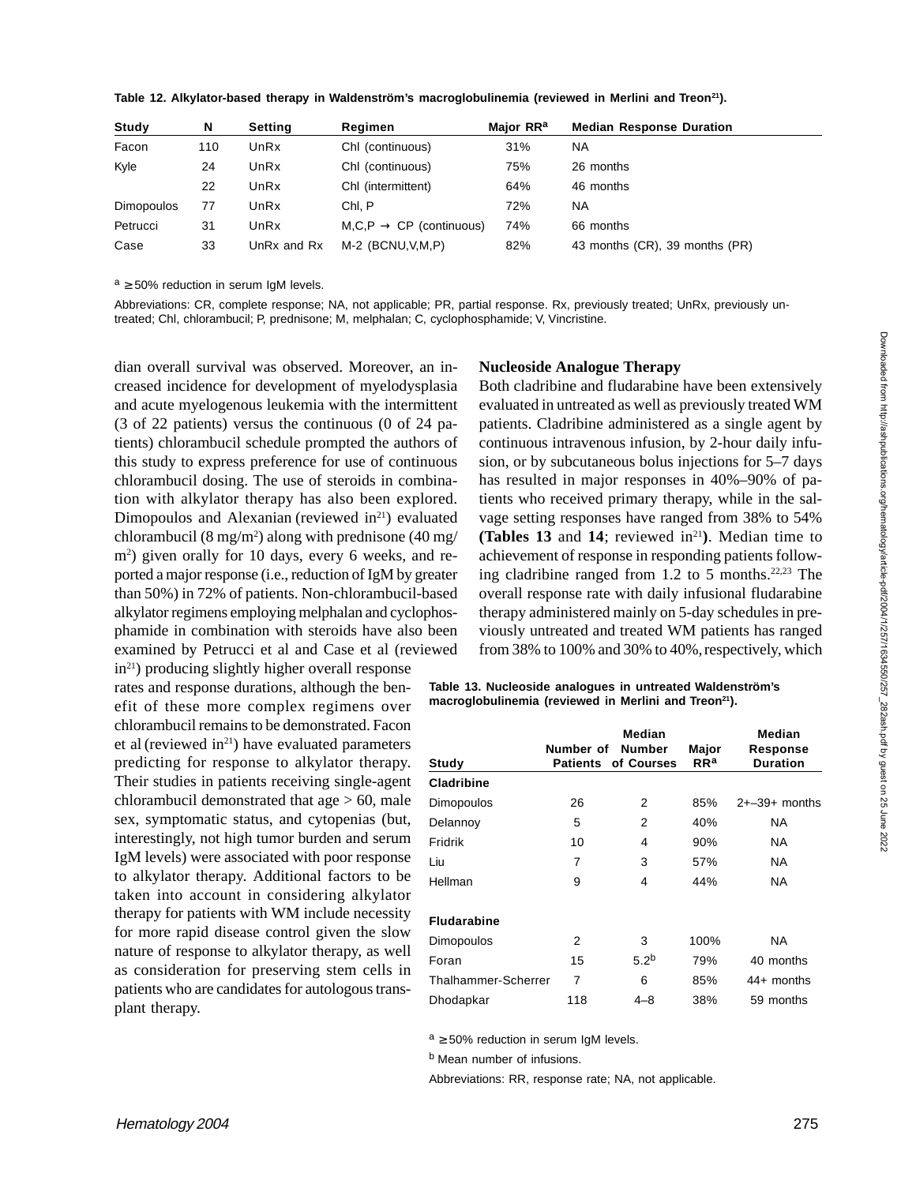**Table 12. Alkylator-based therapy in Waldenström's macroglobulinemia (reviewed in Merlini and Treon[21]).**

| Study | N | Setting | Regimen | Major RR[a] | Median Response Duration |
|---|---|---|---|---|---|
| Facon | 110 | UnRx | Chl (continuous) | 31% | NA |
| Kyle | 24 | UnRx | Chl (continuous) | 75% | 26 months |
| | 22 | UnRx | Chl (intermittent) | 64% | 46 months |
| Dimopoulos | 77 | UnRx | Chl, P | 72% | NA |
| Petrucci | 31 | UnRx | M,C,P → CP (continuous) | 74% | 66 months |
| Case | 33 | UnRx and Rx | M-2 (BCNU,V,M,P) | 82% | 43 months (CR), 39 months (PR) |

[a] ≥ 50% reduction in serum IgM levels.

Abbreviations: CR, complete response; NA, not applicable; PR, partial response. Rx, previously treated; UnRx, previously untreated; Chl, chlorambucil; P, prednisone; M, melphalan; C, cyclophosphamide; V, Vincristine.

dian overall survival was observed. Moreover, an increased incidence for development of myelodysplasia and acute myelogenous leukemia with the intermittent (3 of 22 patients) versus the continuous (0 of 24 patients) chlorambucil schedule prompted the authors of this study to express preference for use of continuous chlorambucil dosing. The use of steroids in combination with alkylator therapy has also been explored. Dimopoulos and Alexanian (reviewed in[21]) evaluated chlorambucil (8 mg/m$^2$) along with prednisone (40 mg/m$^2$) given orally for 10 days, every 6 weeks, and reported a major response (i.e., reduction of IgM by greater than 50%) in 72% of patients. Non-chlorambucil-based alkylator regimens employing melphalan and cyclophosphamide in combination with steroids have also been examined by Petrucci et al and Case et al (reviewed in[21]) producing slightly higher overall response rates and response durations, although the benefit of these more complex regimens over chlorambucil remains to be demonstrated. Facon et al (reviewed in[21]) have evaluated parameters predicting for response to alkylator therapy. Their studies in patients receiving single-agent chlorambucil demonstrated that age > 60, male sex, symptomatic status, and cytopenias (but, interestingly, not high tumor burden and serum IgM levels) were associated with poor response to alkylator therapy. Additional factors to be taken into account in considering alkylator therapy for patients with WM include necessity for more rapid disease control given the slow nature of response to alkylator therapy, as well as consideration for preserving stem cells in patients who are candidates for autologous transplant therapy.

**Nucleoside Analogue Therapy**

Both cladribine and fludarabine have been extensively evaluated in untreated as well as previously treated WM patients. Cladribine administered as a single agent by continuous intravenous infusion, by 2-hour daily infusion, or by subcutaneous bolus injections for 5–7 days has resulted in major responses in 40%–90% of patients who received primary therapy, while in the salvage setting responses have ranged from 38% to 54% **(Tables 13** and **14**; reviewed in[21]**)**. Median time to achievement of response in responding patients following cladribine ranged from 1.2 to 5 months.[22,23] The overall response rate with daily infusional fludarabine therapy administered mainly on 5-day schedules in previously untreated and treated WM patients has ranged from 38% to 100% and 30% to 40%, respectively, which

**Table 13. Nucleoside analogues in untreated Waldenström's macroglobulinemia (reviewed in Merlini and Treon[21]).**

| Study | Number of Patients | Median Number of Courses | Major RR[a] | Median Response Duration |
|---|---|---|---|---|
| **Cladribine** | | | | |
| Dimopoulos | 26 | 2 | 85% | 2+–39+ months |
| Delannoy | 5 | 2 | 40% | NA |
| Fridrik | 10 | 4 | 90% | NA |
| Liu | 7 | 3 | 57% | NA |
| Hellman | 9 | 4 | 44% | NA |
| **Fludarabine** | | | | |
| Dimopoulos | 2 | 3 | 100% | NA |
| Foran | 15 | 5.2[b] | 79% | 40 months |
| Thalhammer-Scherrer | 7 | 6 | 85% | 44+ months |
| Dhodapkar | 118 | 4–8 | 38% | 59 months |

[a] ≥ 50% reduction in serum IgM levels.

[b] Mean number of infusions.

Abbreviations: RR, response rate; NA, not applicable.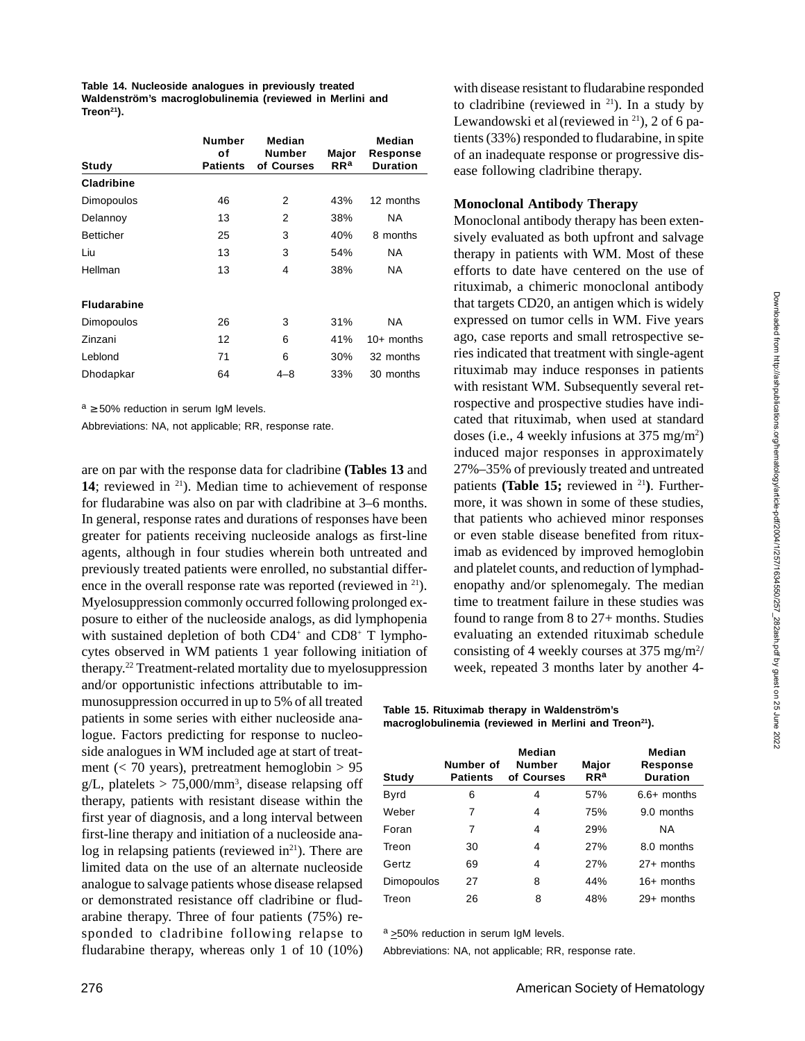**Table 14. Nucleoside analogues in previously treated Waldenström's macroglobulinemia (reviewed in Merlini and Treon[21]).**

| Study | Number of Patients | Median Number of Courses | Major RR[a] | Median Response Duration |
|---|---|---|---|---|
| **Cladribine** | | | | |
| Dimopoulos | 46 | 2 | 43% | 12 months |
| Delannoy | 13 | 2 | 38% | NA |
| Betticher | 25 | 3 | 40% | 8 months |
| Liu | 13 | 3 | 54% | NA |
| Hellman | 13 | 4 | 38% | NA |
| **Fludarabine** | | | | |
| Dimopoulos | 26 | 3 | 31% | NA |
| Zinzani | 12 | 6 | 41% | 10+ months |
| Leblond | 71 | 6 | 30% | 32 months |
| Dhodapkar | 64 | 4–8 | 33% | 30 months |

[a] ≥ 50% reduction in serum IgM levels.

Abbreviations: NA, not applicable; RR, response rate.

are on par with the response data for cladribine **(Tables 13** and **14**; reviewed in [21]). Median time to achievement of response for fludarabine was also on par with cladribine at 3–6 months. In general, response rates and durations of responses have been greater for patients receiving nucleoside analogs as first-line agents, although in four studies wherein both untreated and previously treated patients were enrolled, no substantial difference in the overall response rate was reported (reviewed in [21]). Myelosuppression commonly occurred following prolonged exposure to either of the nucleoside analogs, as did lymphopenia with sustained depletion of both $CD4^+$ and $CD8^+$ T lymphocytes observed in WM patients 1 year following initiation of therapy.[22] Treatment-related mortality due to myelosuppression and/or opportunistic infections attributable to immunosuppression occurred in up to 5% of all treated patients in some series with either nucleoside analogue. Factors predicting for response to nucleoside analogues in WM included age at start of treatment (< 70 years), pretreatment hemoglobin > 95 g/L, platelets > 75,000/mm$^3$, disease relapsing off therapy, patients with resistant disease within the first year of diagnosis, and a long interval between first-line therapy and initiation of a nucleoside analog in relapsing patients (reviewed in[21]). There are limited data on the use of an alternate nucleoside analogue to salvage patients whose disease relapsed or demonstrated resistance off cladribine or fludarabine therapy. Three of four patients (75%) responded to cladribine following relapse to fludarabine therapy, whereas only 1 of 10 (10%) with disease resistant to fludarabine responded to cladribine (reviewed in [21]). In a study by Lewandowski et al (reviewed in [21]), 2 of 6 patients (33%) responded to fludarabine, in spite of an inadequate response or progressive disease following cladribine therapy.

### Monoclonal Antibody Therapy

Monoclonal antibody therapy has been extensively evaluated as both upfront and salvage therapy in patients with WM. Most of these efforts to date have centered on the use of rituximab, a chimeric monoclonal antibody that targets CD20, an antigen which is widely expressed on tumor cells in WM. Five years ago, case reports and small retrospective series indicated that treatment with single-agent rituximab may induce responses in patients with resistant WM. Subsequently several retrospective and prospective studies have indicated that rituximab, when used at standard doses (i.e., 4 weekly infusions at 375 mg/m$^2$) induced major responses in approximately 27%–35% of previously treated and untreated patients **(Table 15;** reviewed in [21]**)**. Furthermore, it was shown in some of these studies, that patients who achieved minor responses or even stable disease benefited from rituximab as evidenced by improved hemoglobin and platelet counts, and reduction of lymphadenopathy and/or splenomegaly. The median time to treatment failure in these studies was found to range from 8 to 27+ months. Studies evaluating an extended rituximab schedule consisting of 4 weekly courses at 375 mg/m$^2$/week, repeated 3 months later by another 4-

**Table 15. Rituximab therapy in Waldenström's macroglobulinemia (reviewed in Merlini and Treon[21]).**

| Study | Number of Patients | Median Number of Courses | Major RR[a] | Median Response Duration |
|---|---|---|---|---|
| Byrd | 6 | 4 | 57% | 6.6+ months |
| Weber | 7 | 4 | 75% | 9.0 months |
| Foran | 7 | 4 | 29% | NA |
| Treon | 30 | 4 | 27% | 8.0 months |
| Gertz | 69 | 4 | 27% | 27+ months |
| Dimopoulos | 27 | 8 | 44% | 16+ months |
| Treon | 26 | 8 | 48% | 29+ months |

[a] ≥50% reduction in serum IgM levels.

Abbreviations: NA, not applicable; RR, response rate.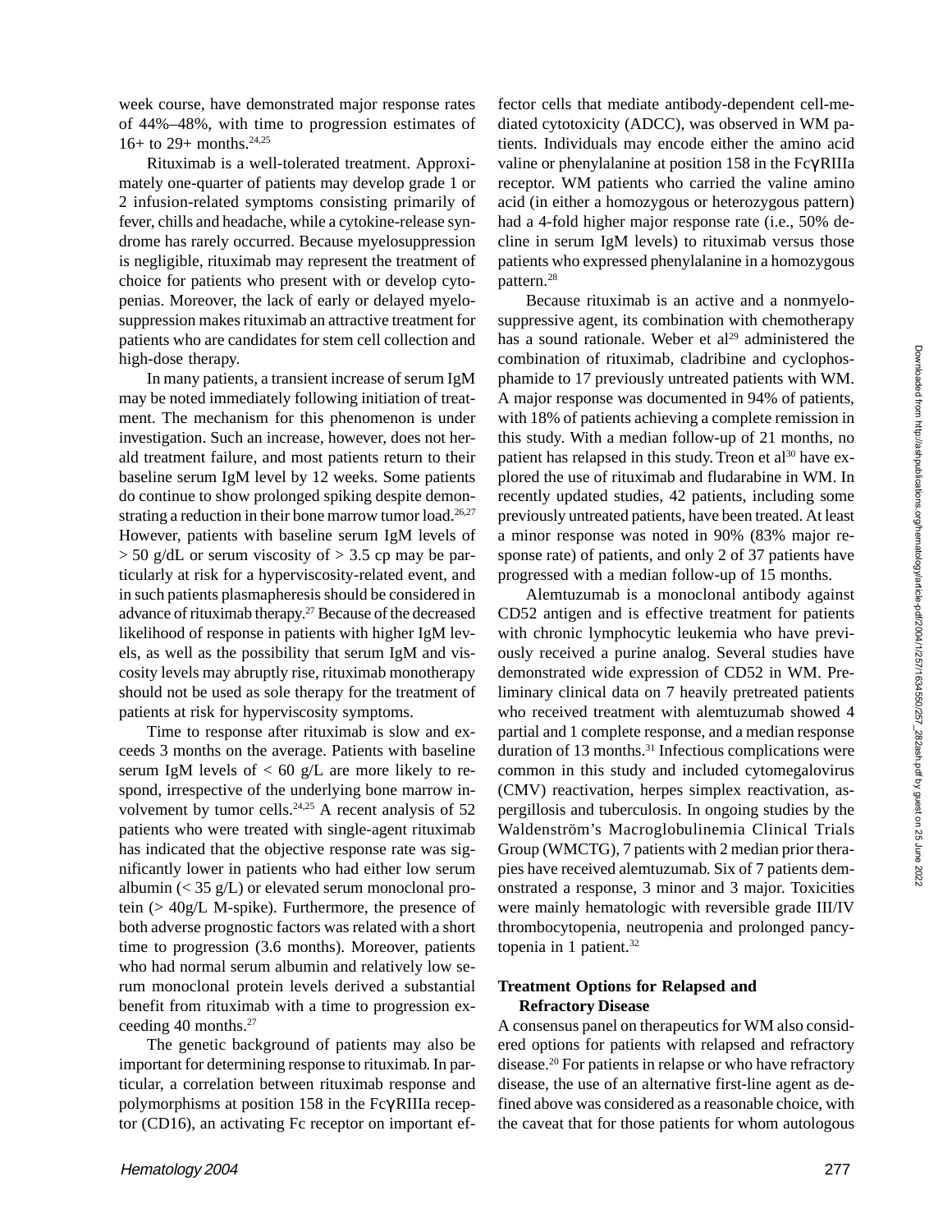week course, have demonstrated major response rates of 44%–48%, with time to progression estimates of 16+ to 29+ months.[24,25]

Rituximab is a well-tolerated treatment. Approximately one-quarter of patients may develop grade 1 or 2 infusion-related symptoms consisting primarily of fever, chills and headache, while a cytokine-release syndrome has rarely occurred. Because myelosuppression is negligible, rituximab may represent the treatment of choice for patients who present with or develop cytopenias. Moreover, the lack of early or delayed myelosuppression makes rituximab an attractive treatment for patients who are candidates for stem cell collection and high-dose therapy.

In many patients, a transient increase of serum IgM may be noted immediately following initiation of treatment. The mechanism for this phenomenon is under investigation. Such an increase, however, does not herald treatment failure, and most patients return to their baseline serum IgM level by 12 weeks. Some patients do continue to show prolonged spiking despite demonstrating a reduction in their bone marrow tumor load.[26,27] However, patients with baseline serum IgM levels of > 50 g/dL or serum viscosity of > 3.5 cp may be particularly at risk for a hyperviscosity-related event, and in such patients plasmapheresis should be considered in advance of rituximab therapy.[27] Because of the decreased likelihood of response in patients with higher IgM levels, as well as the possibility that serum IgM and viscosity levels may abruptly rise, rituximab monotherapy should not be used as sole therapy for the treatment of patients at risk for hyperviscosity symptoms.

Time to response after rituximab is slow and exceeds 3 months on the average. Patients with baseline serum IgM levels of < 60 g/L are more likely to respond, irrespective of the underlying bone marrow involvement by tumor cells.[24,25] A recent analysis of 52 patients who were treated with single-agent rituximab has indicated that the objective response rate was significantly lower in patients who had either low serum albumin (< 35 g/L) or elevated serum monoclonal protein (> 40g/L M-spike). Furthermore, the presence of both adverse prognostic factors was related with a short time to progression (3.6 months). Moreover, patients who had normal serum albumin and relatively low serum monoclonal protein levels derived a substantial benefit from rituximab with a time to progression exceeding 40 months.[27]

The genetic background of patients may also be important for determining response to rituximab. In particular, a correlation between rituximab response and polymorphisms at position 158 in the FcγRIIIa receptor (CD16), an activating Fc receptor on important effector cells that mediate antibody-dependent cell-mediated cytotoxicity (ADCC), was observed in WM patients. Individuals may encode either the amino acid valine or phenylalanine at position 158 in the FcγRIIIa receptor. WM patients who carried the valine amino acid (in either a homozygous or heterozygous pattern) had a 4-fold higher major response rate (i.e., 50% decline in serum IgM levels) to rituximab versus those patients who expressed phenylalanine in a homozygous pattern.[28]

Because rituximab is an active and a nonmyelosuppressive agent, its combination with chemotherapy has a sound rationale. Weber et al[29] administered the combination of rituximab, cladribine and cyclophosphamide to 17 previously untreated patients with WM. A major response was documented in 94% of patients, with 18% of patients achieving a complete remission in this study. With a median follow-up of 21 months, no patient has relapsed in this study. Treon et al[30] have explored the use of rituximab and fludarabine in WM. In recently updated studies, 42 patients, including some previously untreated patients, have been treated. At least a minor response was noted in 90% (83% major response rate) of patients, and only 2 of 37 patients have progressed with a median follow-up of 15 months.

Alemtuzumab is a monoclonal antibody against CD52 antigen and is effective treatment for patients with chronic lymphocytic leukemia who have previously received a purine analog. Several studies have demonstrated wide expression of CD52 in WM. Preliminary clinical data on 7 heavily pretreated patients who received treatment with alemtuzumab showed 4 partial and 1 complete response, and a median response duration of 13 months.[31] Infectious complications were common in this study and included cytomegalovirus (CMV) reactivation, herpes simplex reactivation, aspergillosis and tuberculosis. In ongoing studies by the Waldenström's Macroglobulinemia Clinical Trials Group (WMCTG), 7 patients with 2 median prior therapies have received alemtuzumab. Six of 7 patients demonstrated a response, 3 minor and 3 major. Toxicities were mainly hematologic with reversible grade III/IV thrombocytopenia, neutropenia and prolonged pancytopenia in 1 patient.[32]

### Treatment Options for Relapsed and Refractory Disease

A consensus panel on therapeutics for WM also considered options for patients with relapsed and refractory disease.[20] For patients in relapse or who have refractory disease, the use of an alternative first-line agent as defined above was considered as a reasonable choice, with the caveat that for those patients for whom autologous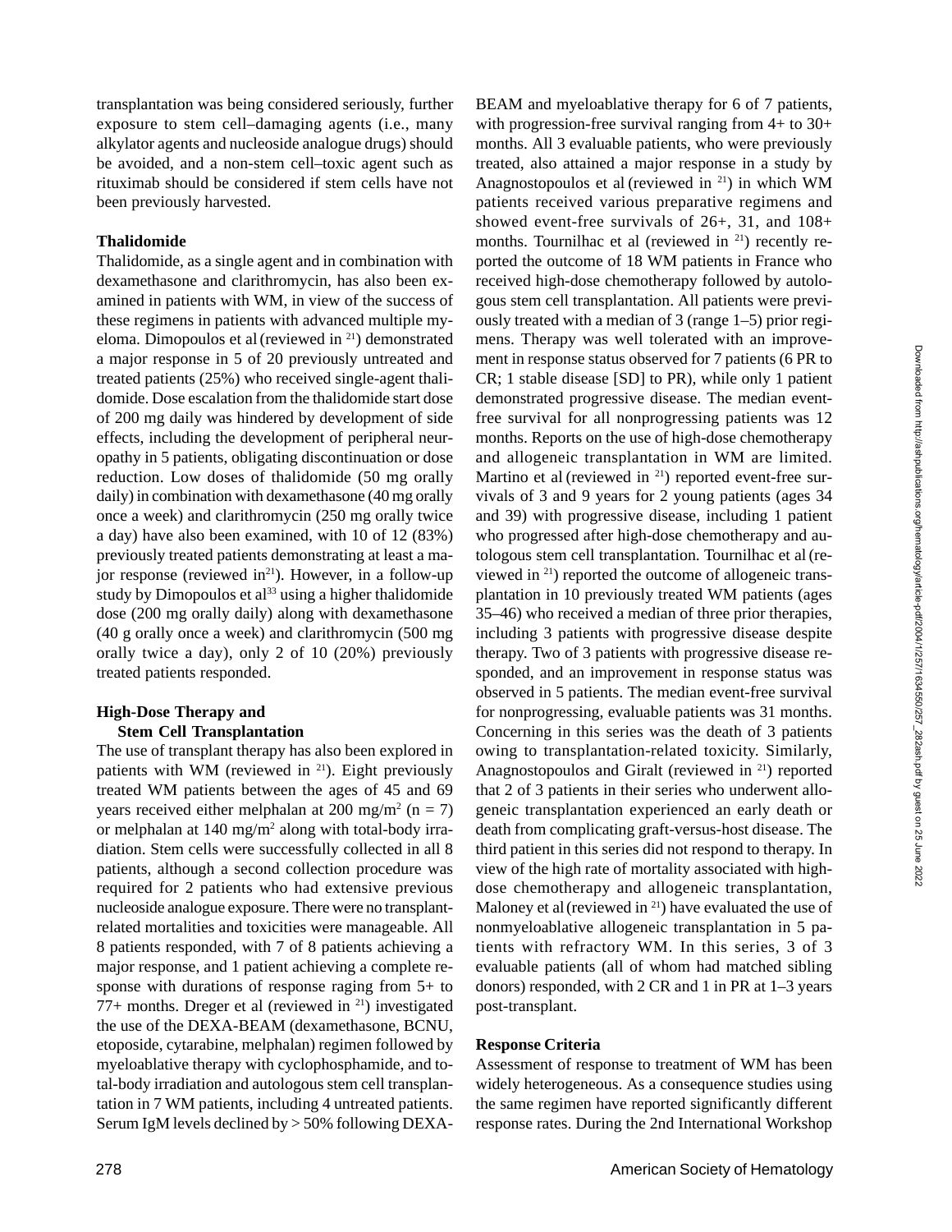transplantation was being considered seriously, further exposure to stem cell–damaging agents (i.e., many alkylator agents and nucleoside analogue drugs) should be avoided, and a non-stem cell–toxic agent such as rituximab should be considered if stem cells have not been previously harvested.

### Thalidomide

Thalidomide, as a single agent and in combination with dexamethasone and clarithromycin, has also been examined in patients with WM, in view of the success of these regimens in patients with advanced multiple myeloma. Dimopoulos et al (reviewed in [21]) demonstrated a major response in 5 of 20 previously untreated and treated patients (25%) who received single-agent thalidomide. Dose escalation from the thalidomide start dose of 200 mg daily was hindered by development of side effects, including the development of peripheral neuropathy in 5 patients, obligating discontinuation or dose reduction. Low doses of thalidomide (50 mg orally daily) in combination with dexamethasone (40 mg orally once a week) and clarithromycin (250 mg orally twice a day) have also been examined, with 10 of 12 (83%) previously treated patients demonstrating at least a major response (reviewed in[21]). However, in a follow-up study by Dimopoulos et al[33] using a higher thalidomide dose (200 mg orally daily) along with dexamethasone (40 g orally once a week) and clarithromycin (500 mg orally twice a day), only 2 of 10 (20%) previously treated patients responded.

### High-Dose Therapy and Stem Cell Transplantation

The use of transplant therapy has also been explored in patients with WM (reviewed in [21]). Eight previously treated WM patients between the ages of 45 and 69 years received either melphalan at 200 mg/m$^2$ (n = 7) or melphalan at 140 mg/m$^2$ along with total-body irradiation. Stem cells were successfully collected in all 8 patients, although a second collection procedure was required for 2 patients who had extensive previous nucleoside analogue exposure. There were no transplant-related mortalities and toxicities were manageable. All 8 patients responded, with 7 of 8 patients achieving a major response, and 1 patient achieving a complete response with durations of response raging from 5+ to 77+ months. Dreger et al (reviewed in [21]) investigated the use of the DEXA-BEAM (dexamethasone, BCNU, etoposide, cytarabine, melphalan) regimen followed by myeloablative therapy with cyclophosphamide, and total-body irradiation and autologous stem cell transplantation in 7 WM patients, including 4 untreated patients. Serum IgM levels declined by > 50% following DEXA-BEAM and myeloablative therapy for 6 of 7 patients, with progression-free survival ranging from 4+ to 30+ months. All 3 evaluable patients, who were previously treated, also attained a major response in a study by Anagnostopoulos et al (reviewed in [21]) in which WM patients received various preparative regimens and showed event-free survivals of 26+, 31, and 108+ months. Tournilhac et al (reviewed in [21]) recently reported the outcome of 18 WM patients in France who received high-dose chemotherapy followed by autologous stem cell transplantation. All patients were previously treated with a median of 3 (range 1–5) prior regimens. Therapy was well tolerated with an improvement in response status observed for 7 patients (6 PR to CR; 1 stable disease [SD] to PR), while only 1 patient demonstrated progressive disease. The median event-free survival for all nonprogressing patients was 12 months. Reports on the use of high-dose chemotherapy and allogeneic transplantation in WM are limited. Martino et al (reviewed in [21]) reported event-free survivals of 3 and 9 years for 2 young patients (ages 34 and 39) with progressive disease, including 1 patient who progressed after high-dose chemotherapy and autologous stem cell transplantation. Tournilhac et al (reviewed in [21]) reported the outcome of allogeneic transplantation in 10 previously treated WM patients (ages 35–46) who received a median of three prior therapies, including 3 patients with progressive disease despite therapy. Two of 3 patients with progressive disease responded, and an improvement in response status was observed in 5 patients. The median event-free survival for nonprogressing, evaluable patients was 31 months. Concerning in this series was the death of 3 patients owing to transplantation-related toxicity. Similarly, Anagnostopoulos and Giralt (reviewed in [21]) reported that 2 of 3 patients in their series who underwent allogeneic transplantation experienced an early death or death from complicating graft-versus-host disease. The third patient in this series did not respond to therapy. In view of the high rate of mortality associated with high-dose chemotherapy and allogeneic transplantation, Maloney et al (reviewed in [21]) have evaluated the use of nonmyeloablative allogeneic transplantation in 5 patients with refractory WM. In this series, 3 of 3 evaluable patients (all of whom had matched sibling donors) responded, with 2 CR and 1 in PR at 1–3 years post-transplant.

### Response Criteria

Assessment of response to treatment of WM has been widely heterogeneous. As a consequence studies using the same regimen have reported significantly different response rates. During the 2nd International Workshop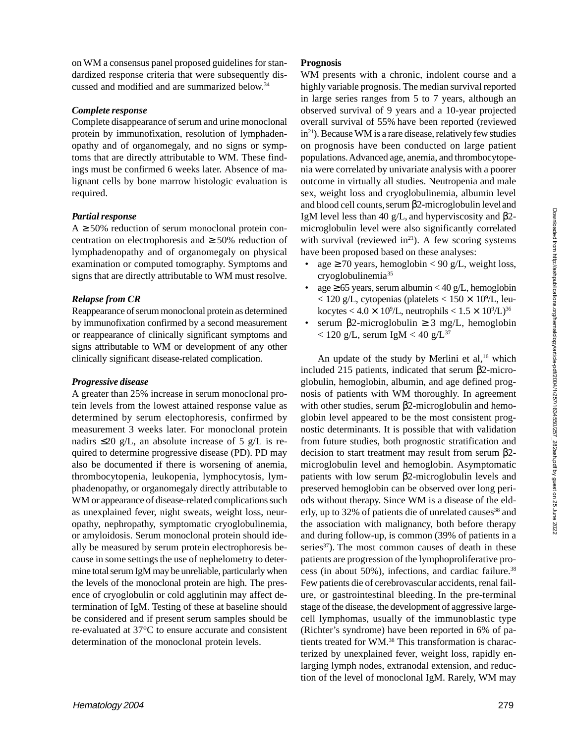on WM a consensus panel proposed guidelines for standardized response criteria that were subsequently discussed and modified and are summarized below.[34]

### *Complete response*

Complete disappearance of serum and urine monoclonal protein by immunofixation, resolution of lymphadenopathy and of organomegaly, and no signs or symptoms that are directly attributable to WM. These findings must be confirmed 6 weeks later. Absence of malignant cells by bone marrow histologic evaluation is required.

### *Partial response*

A ≥ 50% reduction of serum monoclonal protein concentration on electrophoresis and ≥ 50% reduction of lymphadenopathy and of organomegaly on physical examination or computed tomography. Symptoms and signs that are directly attributable to WM must resolve.

### *Relapse from CR*

Reappearance of serum monoclonal protein as determined by immunofixation confirmed by a second measurement or reappearance of clinically significant symptoms and signs attributable to WM or development of any other clinically significant disease-related complication.

### *Progressive disease*

A greater than 25% increase in serum monoclonal protein levels from the lowest attained response value as determined by serum electophoresis, confirmed by measurement 3 weeks later. For monoclonal protein nadirs ≤20 g/L, an absolute increase of 5 g/L is required to determine progressive disease (PD). PD may also be documented if there is worsening of anemia, thrombocytopenia, leukopenia, lymphocytosis, lymphadenopathy, or organomegaly directly attributable to WM or appearance of disease-related complications such as unexplained fever, night sweats, weight loss, neuropathy, nephropathy, symptomatic cryoglobulinemia, or amyloidosis. Serum monoclonal protein should ideally be measured by serum protein electrophoresis because in some settings the use of nephelometry to determine total serum IgM may be unreliable, particularly when the levels of the monoclonal protein are high. The presence of cryoglobulin or cold agglutinin may affect determination of IgM. Testing of these at baseline should be considered and if present serum samples should be re-evaluated at 37°C to ensure accurate and consistent determination of the monoclonal protein levels.

## **Prognosis**

WM presents with a chronic, indolent course and a highly variable prognosis. The median survival reported in large series ranges from 5 to 7 years, although an observed survival of 9 years and a 10-year projected overall survival of 55% have been reported (reviewed in[21]). Because WM is a rare disease, relatively few studies on prognosis have been conducted on large patient populations. Advanced age, anemia, and thrombocytopenia were correlated by univariate analysis with a poorer outcome in virtually all studies. Neutropenia and male sex, weight loss and cryoglobulinemia, albumin level and blood cell counts, serum β2-microglobulin level and IgM level less than 40 g/L, and hyperviscosity and β2-microglobulin level were also significantly correlated with survival (reviewed in[21]). A few scoring systems have been proposed based on these analyses:

- age ≥ 70 years, hemoglobin < 90 g/L, weight loss, cryoglobulinemia[35]
- age ≥ 65 years, serum albumin < 40 g/L, hemoglobin < 120 g/L, cytopenias (platelets < $150 \times 10^9$/L, leukocytes < $4.0 \times 10^9$/L, neutrophils < $1.5 \times 10^9$/L)[36]
- serum β2-microglobulin ≥ 3 mg/L, hemoglobin < 120 g/L, serum IgM < 40 g/L[37]

An update of the study by Merlini et al,[16] which included 215 patients, indicated that serum β2-microglobulin, hemoglobin, albumin, and age defined prognosis of patients with WM thoroughly. In agreement with other studies, serum β2-microglobulin and hemoglobin level appeared to be the most consistent prognostic determinants. It is possible that with validation from future studies, both prognostic stratification and decision to start treatment may result from serum β2-microglobulin level and hemoglobin. Asymptomatic patients with low serum β2-microglobulin levels and preserved hemoglobin can be observed over long periods without therapy. Since WM is a disease of the elderly, up to 32% of patients die of unrelated causes[38] and the association with malignancy, both before therapy and during follow-up, is common (39% of patients in a series[37]). The most common causes of death in these patients are progression of the lymphoproliferative process (in about 50%), infections, and cardiac failure.[38] Few patients die of cerebrovascular accidents, renal failure, or gastrointestinal bleeding. In the pre-terminal stage of the disease, the development of aggressive large-cell lymphomas, usually of the immunoblastic type (Richter's syndrome) have been reported in 6% of patients treated for WM.[38] This transformation is characterized by unexplained fever, weight loss, rapidly enlarging lymph nodes, extranodal extension, and reduction of the level of monoclonal IgM. Rarely, WM may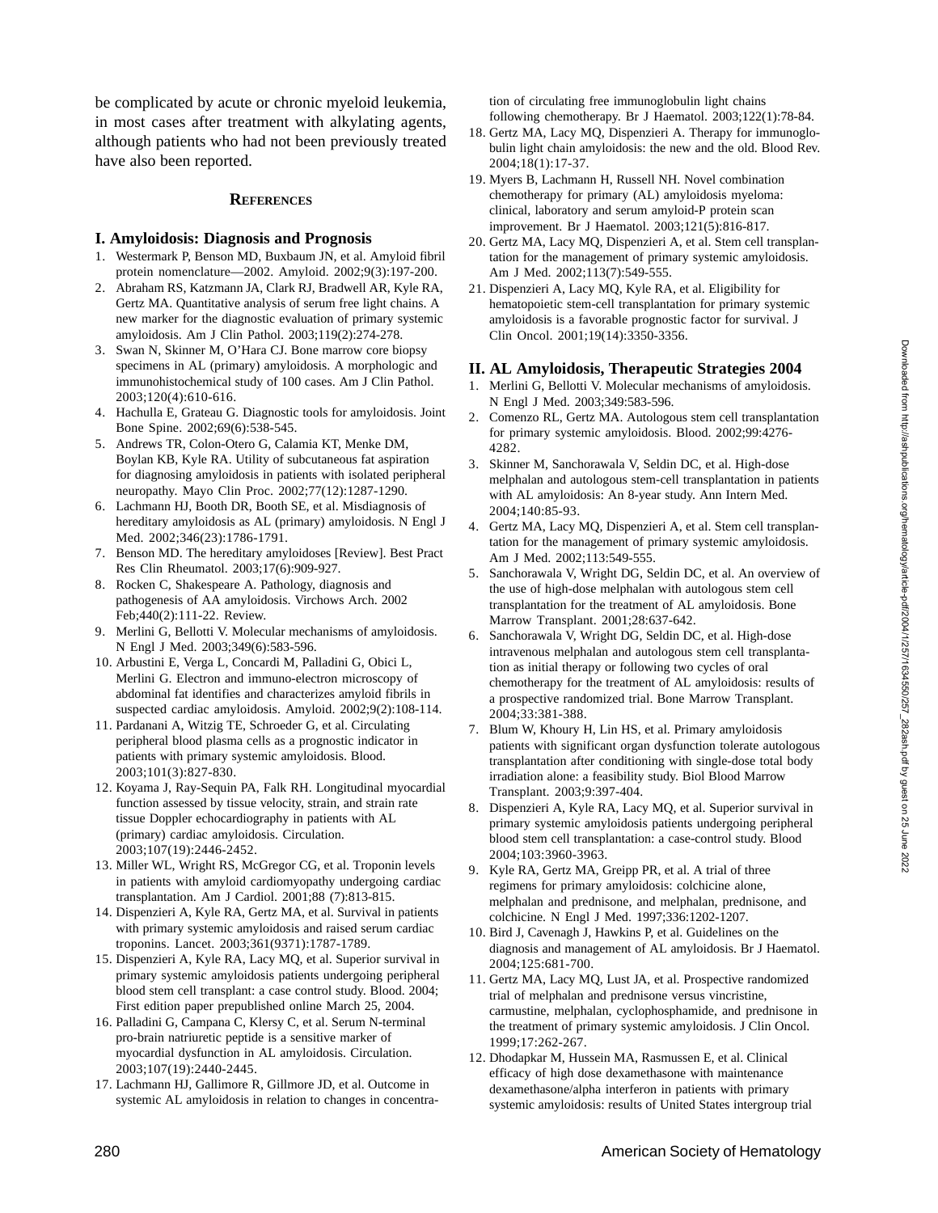be complicated by acute or chronic myeloid leukemia, in most cases after treatment with alkylating agents, although patients who had not been previously treated have also been reported.

## References

### I. Amyloidosis: Diagnosis and Prognosis

1. Westermark P, Benson MD, Buxbaum JN, et al. Amyloid fibril protein nomenclature—2002. Amyloid. 2002;9(3):197-200.
2. Abraham RS, Katzmann JA, Clark RJ, Bradwell AR, Kyle RA, Gertz MA. Quantitative analysis of serum free light chains. A new marker for the diagnostic evaluation of primary systemic amyloidosis. Am J Clin Pathol. 2003;119(2):274-278.
3. Swan N, Skinner M, O'Hara CJ. Bone marrow core biopsy specimens in AL (primary) amyloidosis. A morphologic and immunohistochemical study of 100 cases. Am J Clin Pathol. 2003;120(4):610-616.
4. Hachulla E, Grateau G. Diagnostic tools for amyloidosis. Joint Bone Spine. 2002;69(6):538-545.
5. Andrews TR, Colon-Otero G, Calamia KT, Menke DM, Boylan KB, Kyle RA. Utility of subcutaneous fat aspiration for diagnosing amyloidosis in patients with isolated peripheral neuropathy. Mayo Clin Proc. 2002;77(12):1287-1290.
6. Lachmann HJ, Booth DR, Booth SE, et al. Misdiagnosis of hereditary amyloidosis as AL (primary) amyloidosis. N Engl J Med. 2002;346(23):1786-1791.
7. Benson MD. The hereditary amyloidoses [Review]. Best Pract Res Clin Rheumatol. 2003;17(6):909-927.
8. Rocken C, Shakespeare A. Pathology, diagnosis and pathogenesis of AA amyloidosis. Virchows Arch. 2002 Feb;440(2):111-22. Review.
9. Merlini G, Bellotti V. Molecular mechanisms of amyloidosis. N Engl J Med. 2003;349(6):583-596.
10. Arbustini E, Verga L, Concardi M, Palladini G, Obici L, Merlini G. Electron and immuno-electron microscopy of abdominal fat identifies and characterizes amyloid fibrils in suspected cardiac amyloidosis. Amyloid. 2002;9(2):108-114.
11. Pardanani A, Witzig TE, Schroeder G, et al. Circulating peripheral blood plasma cells as a prognostic indicator in patients with primary systemic amyloidosis. Blood. 2003;101(3):827-830.
12. Koyama J, Ray-Sequin PA, Falk RH. Longitudinal myocardial function assessed by tissue velocity, strain, and strain rate tissue Doppler echocardiography in patients with AL (primary) cardiac amyloidosis. Circulation. 2003;107(19):2446-2452.
13. Miller WL, Wright RS, McGregor CG, et al. Troponin levels in patients with amyloid cardiomyopathy undergoing cardiac transplantation. Am J Cardiol. 2001;88 (7):813-815.
14. Dispenzieri A, Kyle RA, Gertz MA, et al. Survival in patients with primary systemic amyloidosis and raised serum cardiac troponins. Lancet. 2003;361(9371):1787-1789.
15. Dispenzieri A, Kyle RA, Lacy MQ, et al. Superior survival in primary systemic amyloidosis patients undergoing peripheral blood stem cell transplant: a case control study. Blood. 2004; First edition paper prepublished online March 25, 2004.
16. Palladini G, Campana C, Klersy C, et al. Serum N-terminal pro-brain natriuretic peptide is a sensitive marker of myocardial dysfunction in AL amyloidosis. Circulation. 2003;107(19):2440-2445.
17. Lachmann HJ, Gallimore R, Gillmore JD, et al. Outcome in systemic AL amyloidosis in relation to changes in concentration of circulating free immunoglobulin light chains following chemotherapy. Br J Haematol. 2003;122(1):78-84.
18. Gertz MA, Lacy MQ, Dispenzieri A. Therapy for immunoglobulin light chain amyloidosis: the new and the old. Blood Rev. 2004;18(1):17-37.
19. Myers B, Lachmann H, Russell NH. Novel combination chemotherapy for primary (AL) amyloidosis myeloma: clinical, laboratory and serum amyloid-P protein scan improvement. Br J Haematol. 2003;121(5):816-817.
20. Gertz MA, Lacy MQ, Dispenzieri A, et al. Stem cell transplantation for the management of primary systemic amyloidosis. Am J Med. 2002;113(7):549-555.
21. Dispenzieri A, Lacy MQ, Kyle RA, et al. Eligibility for hematopoietic stem-cell transplantation for primary systemic amyloidosis is a favorable prognostic factor for survival. J Clin Oncol. 2001;19(14):3350-3356.

### II. AL Amyloidosis, Therapeutic Strategies 2004

1. Merlini G, Bellotti V. Molecular mechanisms of amyloidosis. N Engl J Med. 2003;349:583-596.
2. Comenzo RL, Gertz MA. Autologous stem cell transplantation for primary systemic amyloidosis. Blood. 2002;99:4276-4282.
3. Skinner M, Sanchorawala V, Seldin DC, et al. High-dose melphalan and autologous stem-cell transplantation in patients with AL amyloidosis: An 8-year study. Ann Intern Med. 2004;140:85-93.
4. Gertz MA, Lacy MQ, Dispenzieri A, et al. Stem cell transplantation for the management of primary systemic amyloidosis. Am J Med. 2002;113:549-555.
5. Sanchorawala V, Wright DG, Seldin DC, et al. An overview of the use of high-dose melphalan with autologous stem cell transplantation for the treatment of AL amyloidosis. Bone Marrow Transplant. 2001;28:637-642.
6. Sanchorawala V, Wright DG, Seldin DC, et al. High-dose intravenous melphalan and autologous stem cell transplantation as initial therapy or following two cycles of oral chemotherapy for the treatment of AL amyloidosis: results of a prospective randomized trial. Bone Marrow Transplant. 2004;33:381-388.
7. Blum W, Khoury H, Lin HS, et al. Primary amyloidosis patients with significant organ dysfunction tolerate autologous transplantation after conditioning with single-dose total body irradiation alone: a feasibility study. Biol Blood Marrow Transplant. 2003;9:397-404.
8. Dispenzieri A, Kyle RA, Lacy MQ, et al. Superior survival in primary systemic amyloidosis patients undergoing peripheral blood stem cell transplantation: a case-control study. Blood 2004;103:3960-3963.
9. Kyle RA, Gertz MA, Greipp PR, et al. A trial of three regimens for primary amyloidosis: colchicine alone, melphalan and prednisone, and melphalan, prednisone, and colchicine. N Engl J Med. 1997;336:1202-1207.
10. Bird J, Cavenagh J, Hawkins P, et al. Guidelines on the diagnosis and management of AL amyloidosis. Br J Haematol. 2004;125:681-700.
11. Gertz MA, Lacy MQ, Lust JA, et al. Prospective randomized trial of melphalan and prednisone versus vincristine, carmustine, melphalan, cyclophosphamide, and prednisone in the treatment of primary systemic amyloidosis. J Clin Oncol. 1999;17:262-267.
12. Dhodapkar M, Hussein MA, Rasmussen E, et al. Clinical efficacy of high dose dexamethasone with maintenance dexamethasone/alpha interferon in patients with primary systemic amyloidosis: results of United States intergroup trial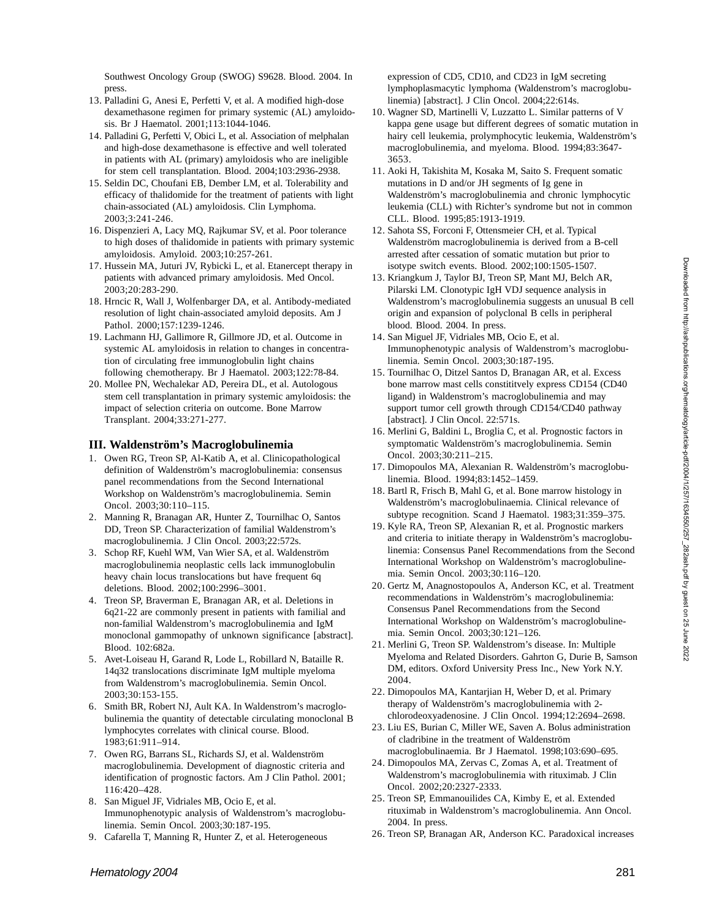Southwest Oncology Group (SWOG) S9628. Blood. 2004. In press.

13. Palladini G, Anesi E, Perfetti V, et al. A modified high-dose dexamethasone regimen for primary systemic (AL) amyloidosis. Br J Haematol. 2001;113:1044-1046.
14. Palladini G, Perfetti V, Obici L, et al. Association of melphalan and high-dose dexamethasone is effective and well tolerated in patients with AL (primary) amyloidosis who are ineligible for stem cell transplantation. Blood. 2004;103:2936-2938.
15. Seldin DC, Choufani EB, Dember LM, et al. Tolerability and efficacy of thalidomide for the treatment of patients with light chain-associated (AL) amyloidosis. Clin Lymphoma. 2003;3:241-246.
16. Dispenzieri A, Lacy MQ, Rajkumar SV, et al. Poor tolerance to high doses of thalidomide in patients with primary systemic amyloidosis. Amyloid. 2003;10:257-261.
17. Hussein MA, Juturi JV, Rybicki L, et al. Etanercept therapy in patients with advanced primary amyloidosis. Med Oncol. 2003;20:283-290.
18. Hrncic R, Wall J, Wolfenbarger DA, et al. Antibody-mediated resolution of light chain-associated amyloid deposits. Am J Pathol. 2000;157:1239-1246.
19. Lachmann HJ, Gallimore R, Gillmore JD, et al. Outcome in systemic AL amyloidosis in relation to changes in concentration of circulating free immunoglobulin light chains following chemotherapy. Br J Haematol. 2003;122:78-84.
20. Mollee PN, Wechalekar AD, Pereira DL, et al. Autologous stem cell transplantation in primary systemic amyloidosis: the impact of selection criteria on outcome. Bone Marrow Transplant. 2004;33:271-277.

### III. Waldenström's Macroglobulinemia

1. Owen RG, Treon SP, Al-Katib A, et al. Clinicopathological definition of Waldenström's macroglobulinemia: consensus panel recommendations from the Second International Workshop on Waldenström's macroglobulinemia. Semin Oncol. 2003;30:110–115.
2. Manning R, Branagan AR, Hunter Z, Tournilhac O, Santos DD, Treon SP. Characterization of familial Waldenstrom's macroglobulinemia. J Clin Oncol. 2003;22:572s.
3. Schop RF, Kuehl WM, Van Wier SA, et al. Waldenström macroglobulinemia neoplastic cells lack immunoglobulin heavy chain locus translocations but have frequent 6q deletions. Blood. 2002;100:2996–3001.
4. Treon SP, Braverman E, Branagan AR, et al. Deletions in 6q21-22 are commonly present in patients with familial and non-familial Waldenstrom's macroglobulinemia and IgM monoclonal gammopathy of unknown significance [abstract]. Blood. 102:682a.
5. Avet-Loiseau H, Garand R, Lode L, Robillard N, Bataille R. 14q32 translocations discriminate IgM multiple myeloma from Waldenstrom's macroglobulinemia. Semin Oncol. 2003;30:153-155.
6. Smith BR, Robert NJ, Ault KA. In Waldenstrom's macroglobulinemia the quantity of detectable circulating monoclonal B lymphocytes correlates with clinical course. Blood. 1983;61:911–914.
7. Owen RG, Barrans SL, Richards SJ, et al. Waldenström macroglobulinemia. Development of diagnostic criteria and identification of prognostic factors. Am J Clin Pathol. 2001; 116:420–428.
8. San Miguel JF, Vidriales MB, Ocio E, et al. Immunophenotypic analysis of Waldenstrom's macroglobulinemia. Semin Oncol. 2003;30:187-195.
9. Cafarella T, Manning R, Hunter Z, et al. Heterogeneous expression of CD5, CD10, and CD23 in IgM secreting lymphoplasmacytic lymphoma (Waldenstrom's macroglobulinemia) [abstract]. J Clin Oncol. 2004;22:614s.
10. Wagner SD, Martinelli V, Luzzatto L. Similar patterns of V kappa gene usage but different degrees of somatic mutation in hairy cell leukemia, prolymphocytic leukemia, Waldenström's macroglobulinemia, and myeloma. Blood. 1994;83:3647-3653.
11. Aoki H, Takishita M, Kosaka M, Saito S. Frequent somatic mutations in D and/or JH segments of Ig gene in Waldenström's macroglobulinemia and chronic lymphocytic leukemia (CLL) with Richter's syndrome but not in common CLL. Blood. 1995;85:1913-1919.
12. Sahota SS, Forconi F, Ottensmeier CH, et al. Typical Waldenström macroglobulinemia is derived from a B-cell arrested after cessation of somatic mutation but prior to isotype switch events. Blood. 2002;100:1505-1507.
13. Kriangkum J, Taylor BJ, Treon SP, Mant MJ, Belch AR, Pilarski LM. Clonotypic IgH VDJ sequence analysis in Waldenstrom's macroglobulinemia suggests an unusual B cell origin and expansion of polyclonal B cells in peripheral blood. Blood. 2004. In press.
14. San Miguel JF, Vidriales MB, Ocio E, et al. Immunophenotypic analysis of Waldenstrom's macroglobulinemia. Semin Oncol. 2003;30:187-195.
15. Tournilhac O, Ditzel Santos D, Branagan AR, et al. Excess bone marrow mast cells constititvely express CD154 (CD40 ligand) in Waldenstrom's macroglobulinemia and may support tumor cell growth through CD154/CD40 pathway [abstract]. J Clin Oncol. 22:571s.
16. Merlini G, Baldini L, Broglia C, et al. Prognostic factors in symptomatic Waldenström's macroglobulinemia. Semin Oncol. 2003;30:211–215.
17. Dimopoulos MA, Alexanian R. Waldenström's macroglobulinemia. Blood. 1994;83:1452–1459.
18. Bartl R, Frisch B, Mahl G, et al. Bone marrow histology in Waldenström's macroglobulinaemia. Clinical relevance of subtype recognition. Scand J Haematol. 1983;31:359–375.
19. Kyle RA, Treon SP, Alexanian R, et al. Prognostic markers and criteria to initiate therapy in Waldenström's macroglobulinemia: Consensus Panel Recommendations from the Second International Workshop on Waldenström's macroglobulinemia. Semin Oncol. 2003;30:116–120.
20. Gertz M, Anagnostopoulos A, Anderson KC, et al. Treatment recommendations in Waldenström's macroglobulinemia: Consensus Panel Recommendations from the Second International Workshop on Waldenström's macroglobulinemia. Semin Oncol. 2003;30:121–126.
21. Merlini G, Treon SP. Waldenstrom's disease. In: Multiple Myeloma and Related Disorders. Gahrton G, Durie B, Samson DM, editors. Oxford University Press Inc., New York N.Y. 2004.
22. Dimopoulos MA, Kantarjian H, Weber D, et al. Primary therapy of Waldenström's macroglobulinemia with 2-chlorodeoxyadenosine. J Clin Oncol. 1994;12:2694–2698.
23. Liu ES, Burian C, Miller WE, Saven A. Bolus administration of cladribine in the treatment of Waldenström macroglobulinaemia. Br J Haematol. 1998;103:690–695.
24. Dimopoulos MA, Zervas C, Zomas A, et al. Treatment of Waldenstrom's macroglobulinemia with rituximab. J Clin Oncol. 2002;20:2327-2333.
25. Treon SP, Emmanouilides CA, Kimby E, et al. Extended rituximab in Waldenstrom's macroglobulinemia. Ann Oncol. 2004. In press.
26. Treon SP, Branagan AR, Anderson KC. Paradoxical increases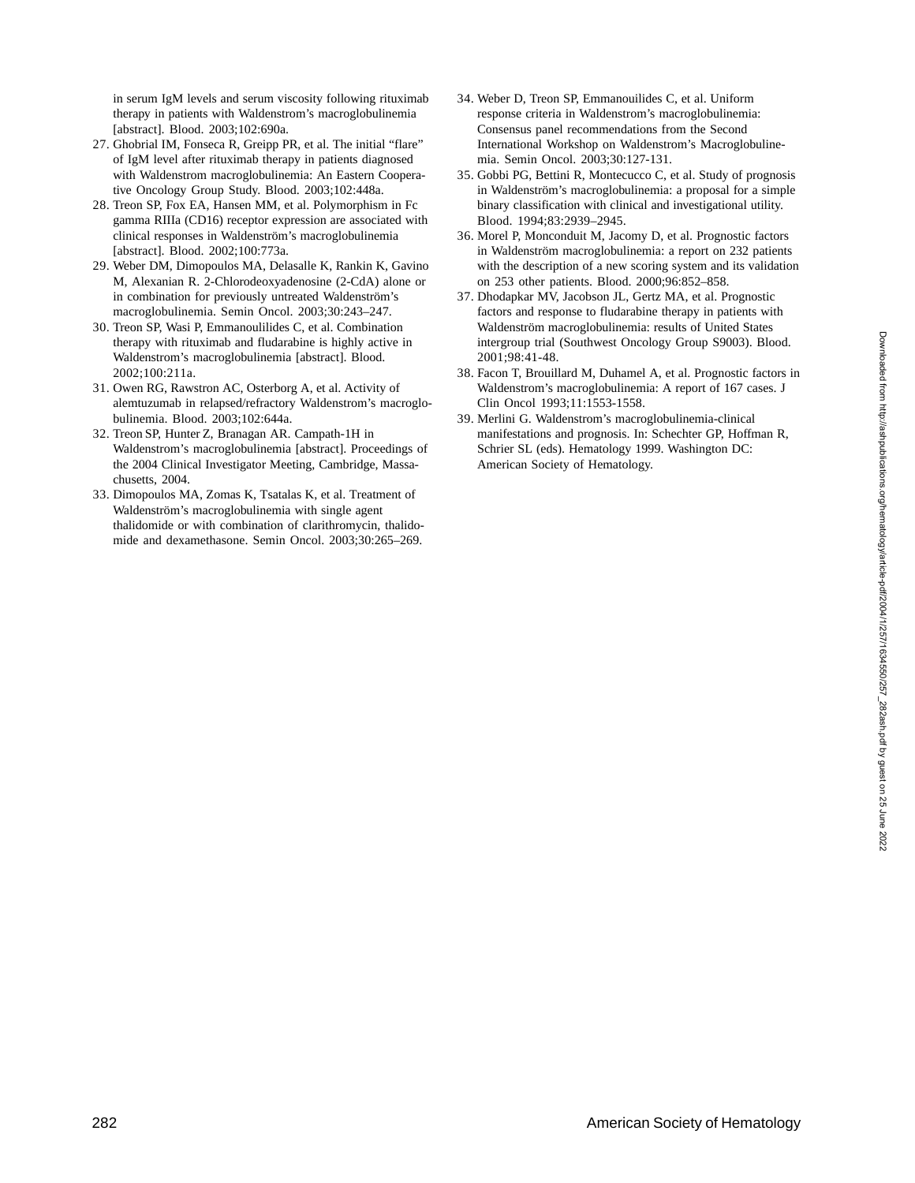in serum IgM levels and serum viscosity following rituximab therapy in patients with Waldenstrom's macroglobulinemia [abstract]. Blood. 2003;102:690a.

27. Ghobrial IM, Fonseca R, Greipp PR, et al. The initial "flare" of IgM level after rituximab therapy in patients diagnosed with Waldenstrom macroglobulinemia: An Eastern Cooperative Oncology Group Study. Blood. 2003;102:448a.
28. Treon SP, Fox EA, Hansen MM, et al. Polymorphism in Fc gamma RIIIa (CD16) receptor expression are associated with clinical responses in Waldenström's macroglobulinemia [abstract]. Blood. 2002;100:773a.
29. Weber DM, Dimopoulos MA, Delasalle K, Rankin K, Gavino M, Alexanian R. 2-Chlorodeoxyadenosine (2-CdA) alone or in combination for previously untreated Waldenström's macroglobulinemia. Semin Oncol. 2003;30:243–247.
30. Treon SP, Wasi P, Emmanoulilides C, et al. Combination therapy with rituximab and fludarabine is highly active in Waldenstrom's macroglobulinemia [abstract]. Blood. 2002;100:211a.
31. Owen RG, Rawstron AC, Osterborg A, et al. Activity of alemtuzumab in relapsed/refractory Waldenstrom's macroglobulinemia. Blood. 2003;102:644a.
32. Treon SP, Hunter Z, Branagan AR. Campath-1H in Waldenstrom's macroglobulinemia [abstract]. Proceedings of the 2004 Clinical Investigator Meeting, Cambridge, Massachusetts, 2004.
33. Dimopoulos MA, Zomas K, Tsatalas K, et al. Treatment of Waldenström's macroglobulinemia with single agent thalidomide or with combination of clarithromycin, thalidomide and dexamethasone. Semin Oncol. 2003;30:265–269.
34. Weber D, Treon SP, Emmanouilides C, et al. Uniform response criteria in Waldenstrom's macroglobulinemia: Consensus panel recommendations from the Second International Workshop on Waldenstrom's Macroglobulinemia. Semin Oncol. 2003;30:127-131.
35. Gobbi PG, Bettini R, Montecucco C, et al. Study of prognosis in Waldenström's macroglobulinemia: a proposal for a simple binary classification with clinical and investigational utility. Blood. 1994;83:2939–2945.
36. Morel P, Monconduit M, Jacomy D, et al. Prognostic factors in Waldenström macroglobulinemia: a report on 232 patients with the description of a new scoring system and its validation on 253 other patients. Blood. 2000;96:852–858.
37. Dhodapkar MV, Jacobson JL, Gertz MA, et al. Prognostic factors and response to fludarabine therapy in patients with Waldenström macroglobulinemia: results of United States intergroup trial (Southwest Oncology Group S9003). Blood. 2001;98:41-48.
38. Facon T, Brouillard M, Duhamel A, et al. Prognostic factors in Waldenstrom's macroglobulinemia: A report of 167 cases. J Clin Oncol 1993;11:1553-1558.
39. Merlini G. Waldenstrom's macroglobulinemia-clinical manifestations and prognosis. In: Schechter GP, Hoffman R, Schrier SL (eds). Hematology 1999. Washington DC: American Society of Hematology.